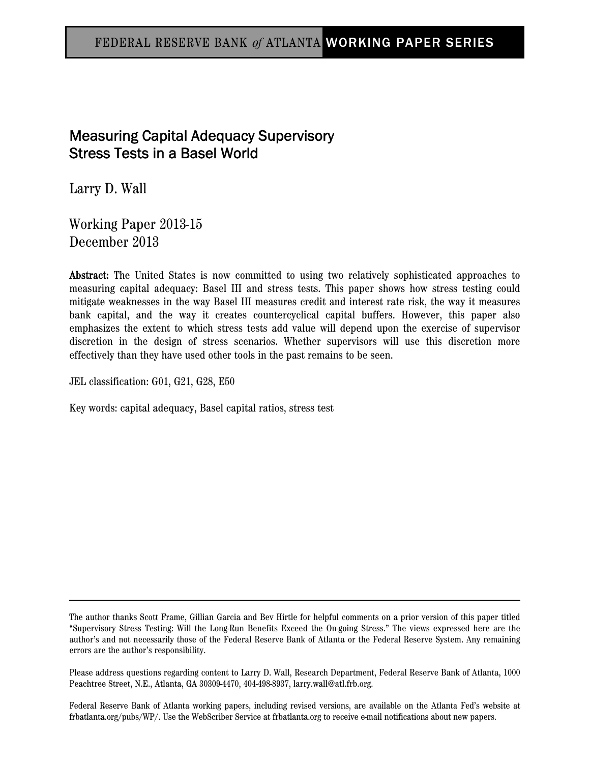FEDERAL RESERVE BANK *of* ATLANTA WORKING PAPER SERIES

# Measuring Capital Adequacy Supervisory Stress Tests in a Basel World

Larry D. Wall

Working Paper 2013-15
December 2013

**Abstract:** The United States is now committed to using two relatively sophisticated approaches to measuring capital adequacy: Basel III and stress tests. This paper shows how stress testing could mitigate weaknesses in the way Basel III measures credit and interest rate risk, the way it measures bank capital, and the way it creates countercyclical capital buffers. However, this paper also emphasizes the extent to which stress tests add value will depend upon the exercise of supervisor discretion in the design of stress scenarios. Whether supervisors will use this discretion more effectively than they have used other tools in the past remains to be seen.

JEL classification: G01, G21, G28, E50

Key words: capital adequacy, Basel capital ratios, stress test

---

The author thanks Scott Frame, Gillian Garcia and Bev Hirtle for helpful comments on a prior version of this paper titled "Supervisory Stress Testing: Will the Long-Run Benefits Exceed the On-going Stress." The views expressed here are the author's and not necessarily those of the Federal Reserve Bank of Atlanta or the Federal Reserve System. Any remaining errors are the author's responsibility.

Please address questions regarding content to Larry D. Wall, Research Department, Federal Reserve Bank of Atlanta, 1000 Peachtree Street, N.E., Atlanta, GA 30309-4470, 404-498-8937, larry.wall@atl.frb.org.

Federal Reserve Bank of Atlanta working papers, including revised versions, are available on the Atlanta Fed's website at frbatlanta.org/pubs/WP/. Use the WebScriber Service at frbatlanta.org to receive e-mail notifications about new papers.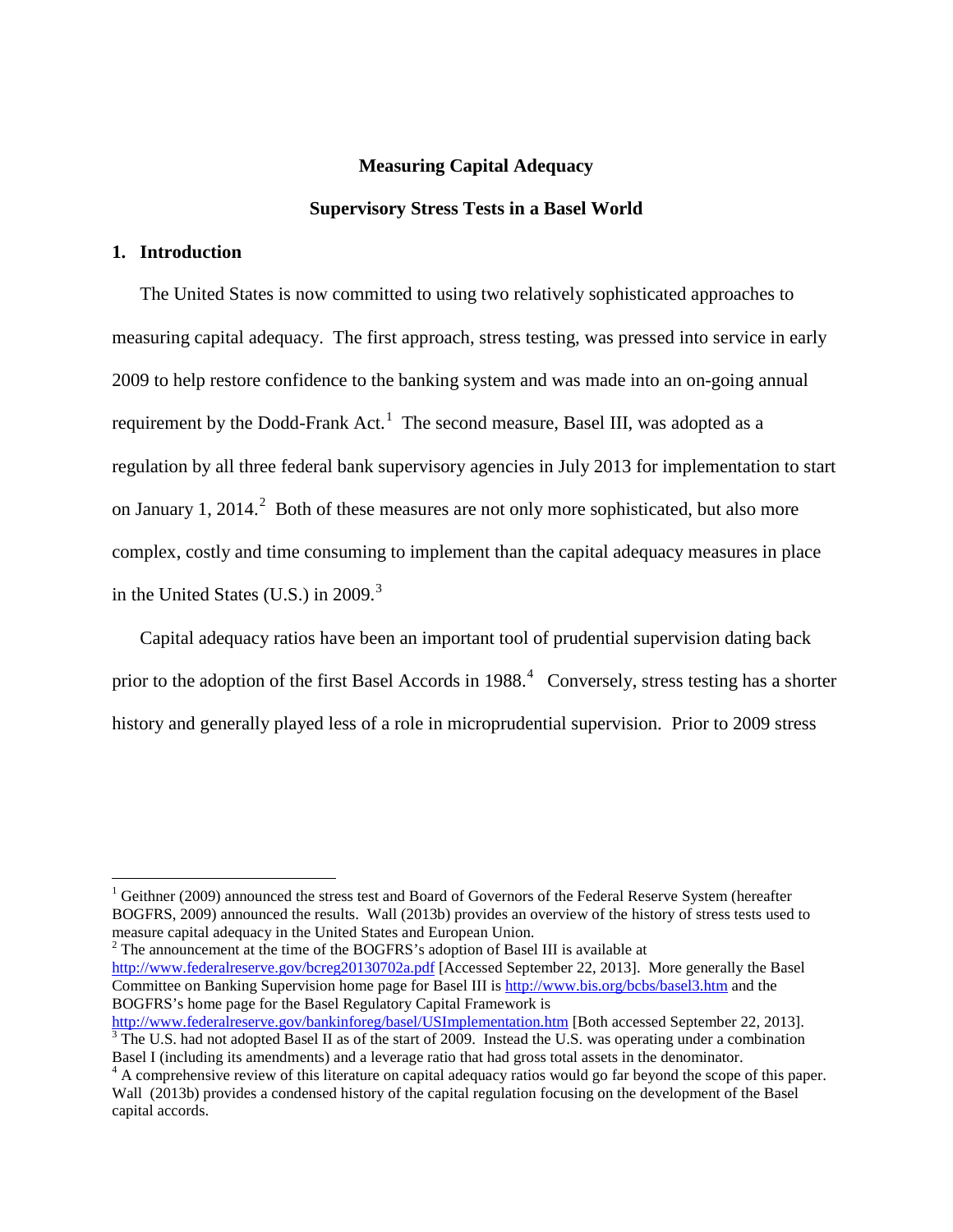**Measuring Capital Adequacy**

**Supervisory Stress Tests in a Basel World**

## 1. Introduction

The United States is now committed to using two relatively sophisticated approaches to measuring capital adequacy. The first approach, stress testing, was pressed into service in early 2009 to help restore confidence to the banking system and was made into an on-going annual requirement by the Dodd-Frank Act.[1] The second measure, Basel III, was adopted as a regulation by all three federal bank supervisory agencies in July 2013 for implementation to start on January 1, 2014.[2] Both of these measures are not only more sophisticated, but also more complex, costly and time consuming to implement than the capital adequacy measures in place in the United States (U.S.) in 2009.[3]

Capital adequacy ratios have been an important tool of prudential supervision dating back prior to the adoption of the first Basel Accords in 1988.[4] Conversely, stress testing has a shorter history and generally played less of a role in microprudential supervision. Prior to 2009 stress

---

[1] Geithner (2009) announced the stress test and Board of Governors of the Federal Reserve System (hereafter BOGFRS, 2009) announced the results. Wall (2013b) provides an overview of the history of stress tests used to measure capital adequacy in the United States and European Union.

[2] The announcement at the time of the BOGFRS's adoption of Basel III is available at http://www.federalreserve.gov/bcreg20130702a.pdf [Accessed September 22, 2013]. More generally the Basel Committee on Banking Supervision home page for Basel III is http://www.bis.org/bcbs/basel3.htm and the BOGFRS's home page for the Basel Regulatory Capital Framework is http://www.federalreserve.gov/bankinforeg/basel/USImplementation.htm [Both accessed September 22, 2013].

[3] The U.S. had not adopted Basel II as of the start of 2009. Instead the U.S. was operating under a combination Basel I (including its amendments) and a leverage ratio that had gross total assets in the denominator.

[4] A comprehensive review of this literature on capital adequacy ratios would go far beyond the scope of this paper. Wall (2013b) provides a condensed history of the capital regulation focusing on the development of the Basel capital accords.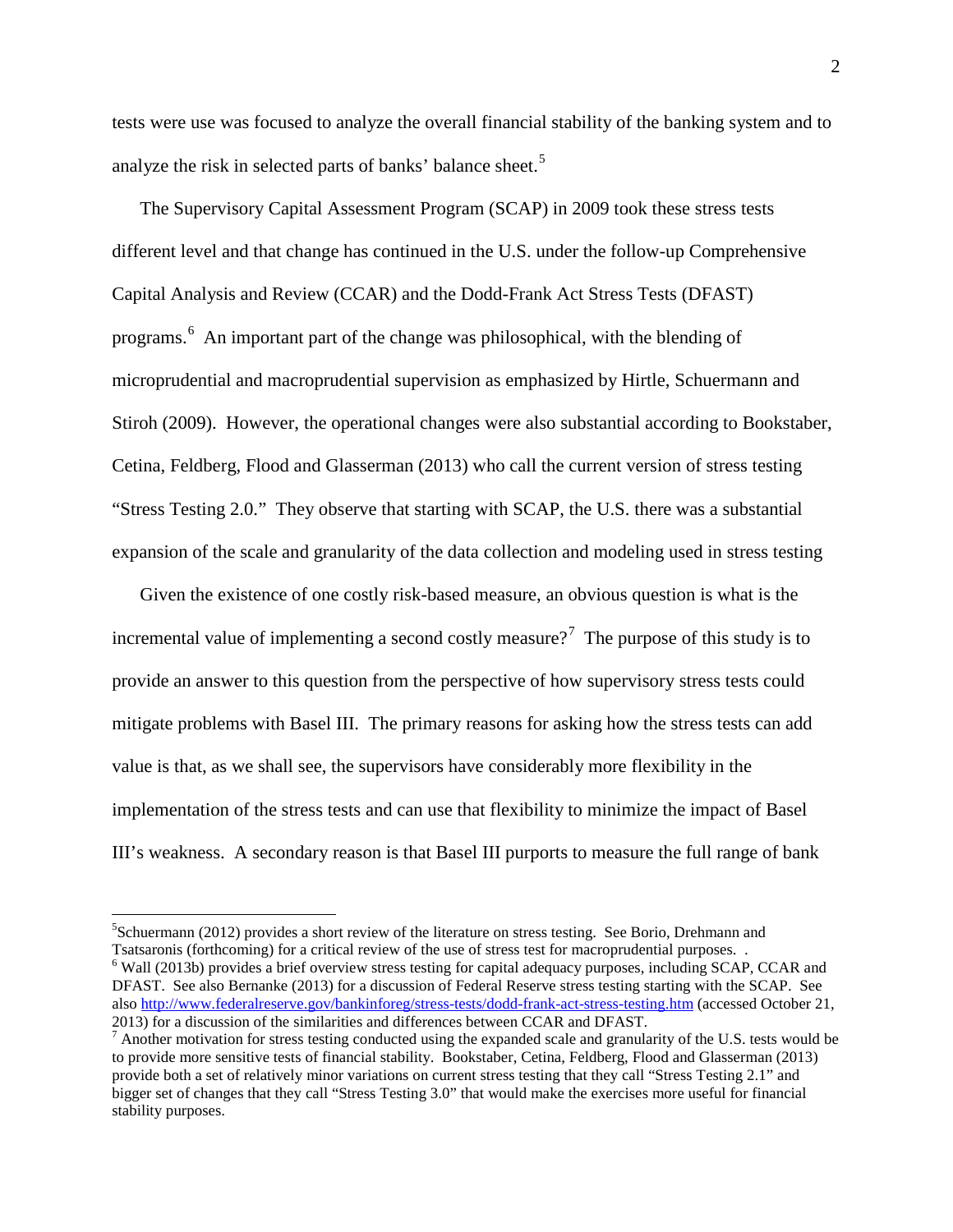tests were use was focused to analyze the overall financial stability of the banking system and to analyze the risk in selected parts of banks' balance sheet.[5]

The Supervisory Capital Assessment Program (SCAP) in 2009 took these stress tests different level and that change has continued in the U.S. under the follow-up Comprehensive Capital Analysis and Review (CCAR) and the Dodd-Frank Act Stress Tests (DFAST) programs.[6] An important part of the change was philosophical, with the blending of microprudential and macroprudential supervision as emphasized by Hirtle, Schuermann and Stiroh (2009). However, the operational changes were also substantial according to Bookstaber, Cetina, Feldberg, Flood and Glasserman (2013) who call the current version of stress testing "Stress Testing 2.0." They observe that starting with SCAP, the U.S. there was a substantial expansion of the scale and granularity of the data collection and modeling used in stress testing

Given the existence of one costly risk-based measure, an obvious question is what is the incremental value of implementing a second costly measure?[7] The purpose of this study is to provide an answer to this question from the perspective of how supervisory stress tests could mitigate problems with Basel III. The primary reasons for asking how the stress tests can add value is that, as we shall see, the supervisors have considerably more flexibility in the implementation of the stress tests and can use that flexibility to minimize the impact of Basel III's weakness. A secondary reason is that Basel III purports to measure the full range of bank

---

[5] Schuermann (2012) provides a short review of the literature on stress testing. See Borio, Drehmann and Tsatsaronis (forthcoming) for a critical review of the use of stress test for macroprudential purposes. .

[6] Wall (2013b) provides a brief overview stress testing for capital adequacy purposes, including SCAP, CCAR and DFAST. See also Bernanke (2013) for a discussion of Federal Reserve stress testing starting with the SCAP. See also http://www.federalreserve.gov/bankinforeg/stress-tests/dodd-frank-act-stress-testing.htm (accessed October 21, 2013) for a discussion of the similarities and differences between CCAR and DFAST.

[7] Another motivation for stress testing conducted using the expanded scale and granularity of the U.S. tests would be to provide more sensitive tests of financial stability. Bookstaber, Cetina, Feldberg, Flood and Glasserman (2013) provide both a set of relatively minor variations on current stress testing that they call "Stress Testing 2.1" and bigger set of changes that they call "Stress Testing 3.0" that would make the exercises more useful for financial stability purposes.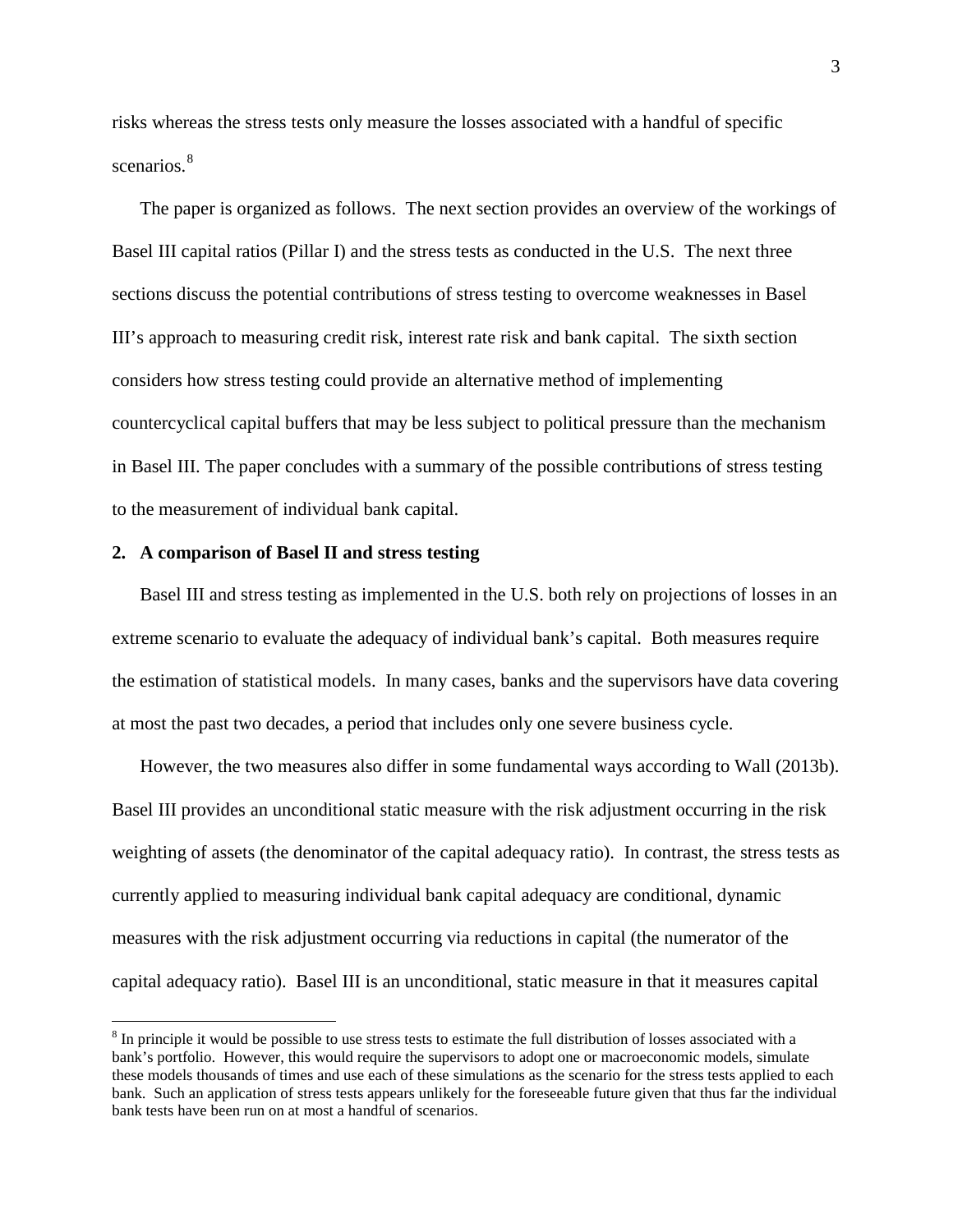risks whereas the stress tests only measure the losses associated with a handful of specific scenarios.[8]

The paper is organized as follows. The next section provides an overview of the workings of Basel III capital ratios (Pillar I) and the stress tests as conducted in the U.S. The next three sections discuss the potential contributions of stress testing to overcome weaknesses in Basel III's approach to measuring credit risk, interest rate risk and bank capital. The sixth section considers how stress testing could provide an alternative method of implementing countercyclical capital buffers that may be less subject to political pressure than the mechanism in Basel III. The paper concludes with a summary of the possible contributions of stress testing to the measurement of individual bank capital.

## 2. A comparison of Basel II and stress testing

Basel III and stress testing as implemented in the U.S. both rely on projections of losses in an extreme scenario to evaluate the adequacy of individual bank's capital. Both measures require the estimation of statistical models. In many cases, banks and the supervisors have data covering at most the past two decades, a period that includes only one severe business cycle.

However, the two measures also differ in some fundamental ways according to Wall (2013b). Basel III provides an unconditional static measure with the risk adjustment occurring in the risk weighting of assets (the denominator of the capital adequacy ratio). In contrast, the stress tests as currently applied to measuring individual bank capital adequacy are conditional, dynamic measures with the risk adjustment occurring via reductions in capital (the numerator of the capital adequacy ratio). Basel III is an unconditional, static measure in that it measures capital

[8] In principle it would be possible to use stress tests to estimate the full distribution of losses associated with a bank's portfolio. However, this would require the supervisors to adopt one or macroeconomic models, simulate these models thousands of times and use each of these simulations as the scenario for the stress tests applied to each bank. Such an application of stress tests appears unlikely for the foreseeable future given that thus far the individual bank tests have been run on at most a handful of scenarios.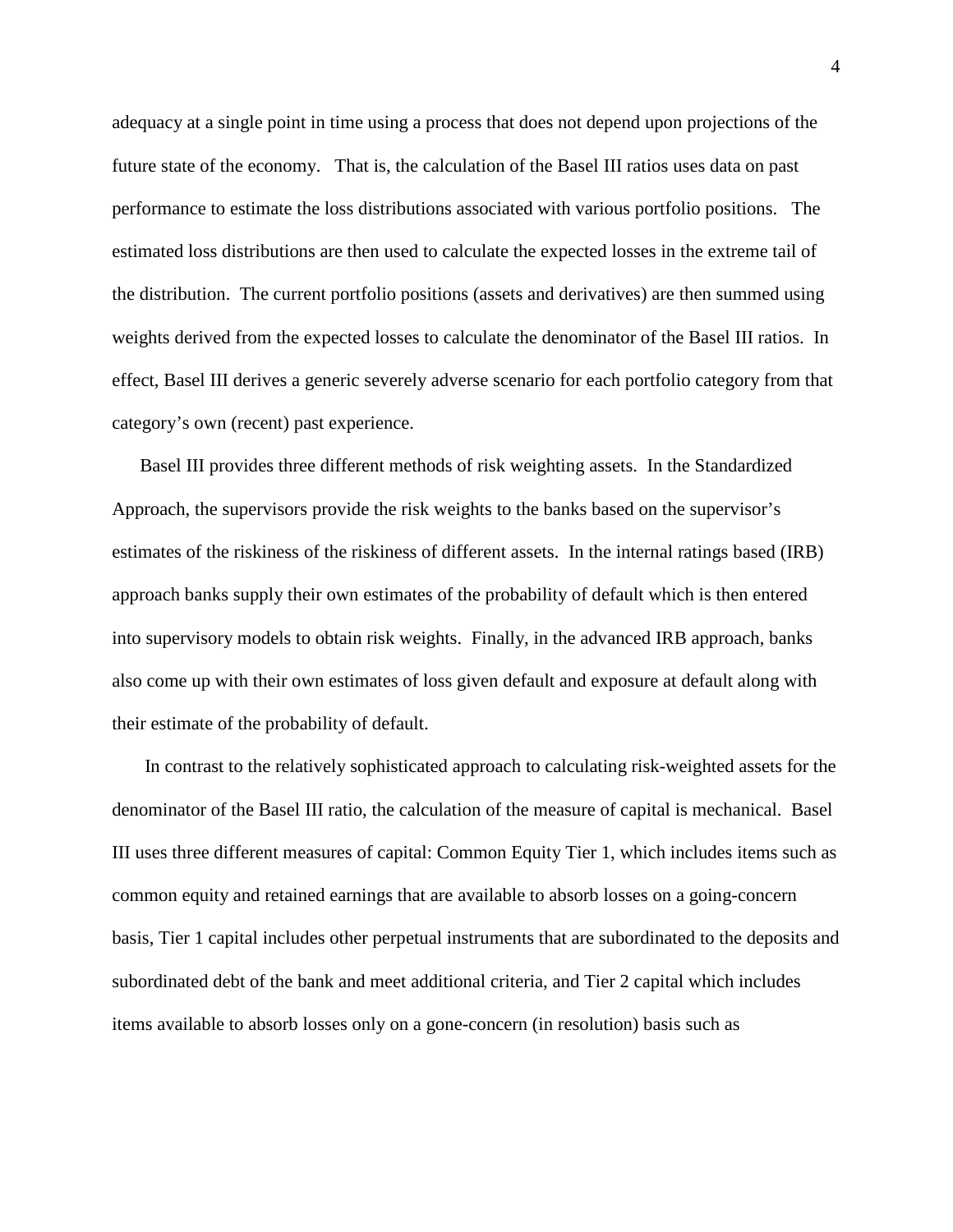adequacy at a single point in time using a process that does not depend upon projections of the future state of the economy. That is, the calculation of the Basel III ratios uses data on past performance to estimate the loss distributions associated with various portfolio positions. The estimated loss distributions are then used to calculate the expected losses in the extreme tail of the distribution. The current portfolio positions (assets and derivatives) are then summed using weights derived from the expected losses to calculate the denominator of the Basel III ratios. In effect, Basel III derives a generic severely adverse scenario for each portfolio category from that category's own (recent) past experience.

Basel III provides three different methods of risk weighting assets. In the Standardized Approach, the supervisors provide the risk weights to the banks based on the supervisor's estimates of the riskiness of the riskiness of different assets. In the internal ratings based (IRB) approach banks supply their own estimates of the probability of default which is then entered into supervisory models to obtain risk weights. Finally, in the advanced IRB approach, banks also come up with their own estimates of loss given default and exposure at default along with their estimate of the probability of default.

In contrast to the relatively sophisticated approach to calculating risk-weighted assets for the denominator of the Basel III ratio, the calculation of the measure of capital is mechanical. Basel III uses three different measures of capital: Common Equity Tier 1, which includes items such as common equity and retained earnings that are available to absorb losses on a going-concern basis, Tier 1 capital includes other perpetual instruments that are subordinated to the deposits and subordinated debt of the bank and meet additional criteria, and Tier 2 capital which includes items available to absorb losses only on a gone-concern (in resolution) basis such as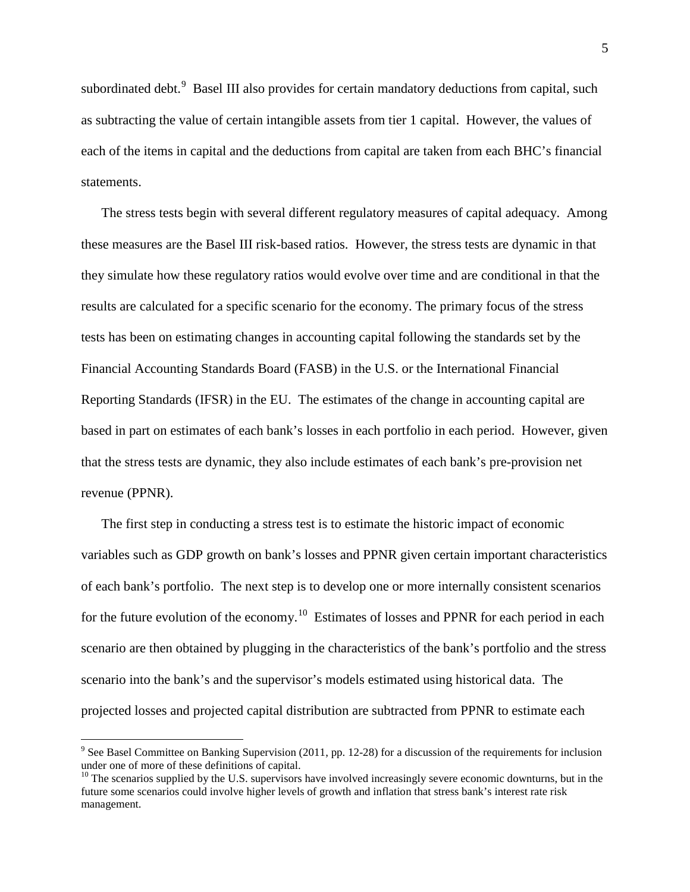subordinated debt.[9] Basel III also provides for certain mandatory deductions from capital, such as subtracting the value of certain intangible assets from tier 1 capital. However, the values of each of the items in capital and the deductions from capital are taken from each BHC's financial statements.

The stress tests begin with several different regulatory measures of capital adequacy. Among these measures are the Basel III risk-based ratios. However, the stress tests are dynamic in that they simulate how these regulatory ratios would evolve over time and are conditional in that the results are calculated for a specific scenario for the economy. The primary focus of the stress tests has been on estimating changes in accounting capital following the standards set by the Financial Accounting Standards Board (FASB) in the U.S. or the International Financial Reporting Standards (IFSR) in the EU. The estimates of the change in accounting capital are based in part on estimates of each bank's losses in each portfolio in each period. However, given that the stress tests are dynamic, they also include estimates of each bank's pre-provision net revenue (PPNR).

The first step in conducting a stress test is to estimate the historic impact of economic variables such as GDP growth on bank's losses and PPNR given certain important characteristics of each bank's portfolio. The next step is to develop one or more internally consistent scenarios for the future evolution of the economy.[10] Estimates of losses and PPNR for each period in each scenario are then obtained by plugging in the characteristics of the bank's portfolio and the stress scenario into the bank's and the supervisor's models estimated using historical data. The projected losses and projected capital distribution are subtracted from PPNR to estimate each

---

[9] See Basel Committee on Banking Supervision (2011, pp. 12-28) for a discussion of the requirements for inclusion under one of more of these definitions of capital.

[10] The scenarios supplied by the U.S. supervisors have involved increasingly severe economic downturns, but in the future some scenarios could involve higher levels of growth and inflation that stress bank's interest rate risk management.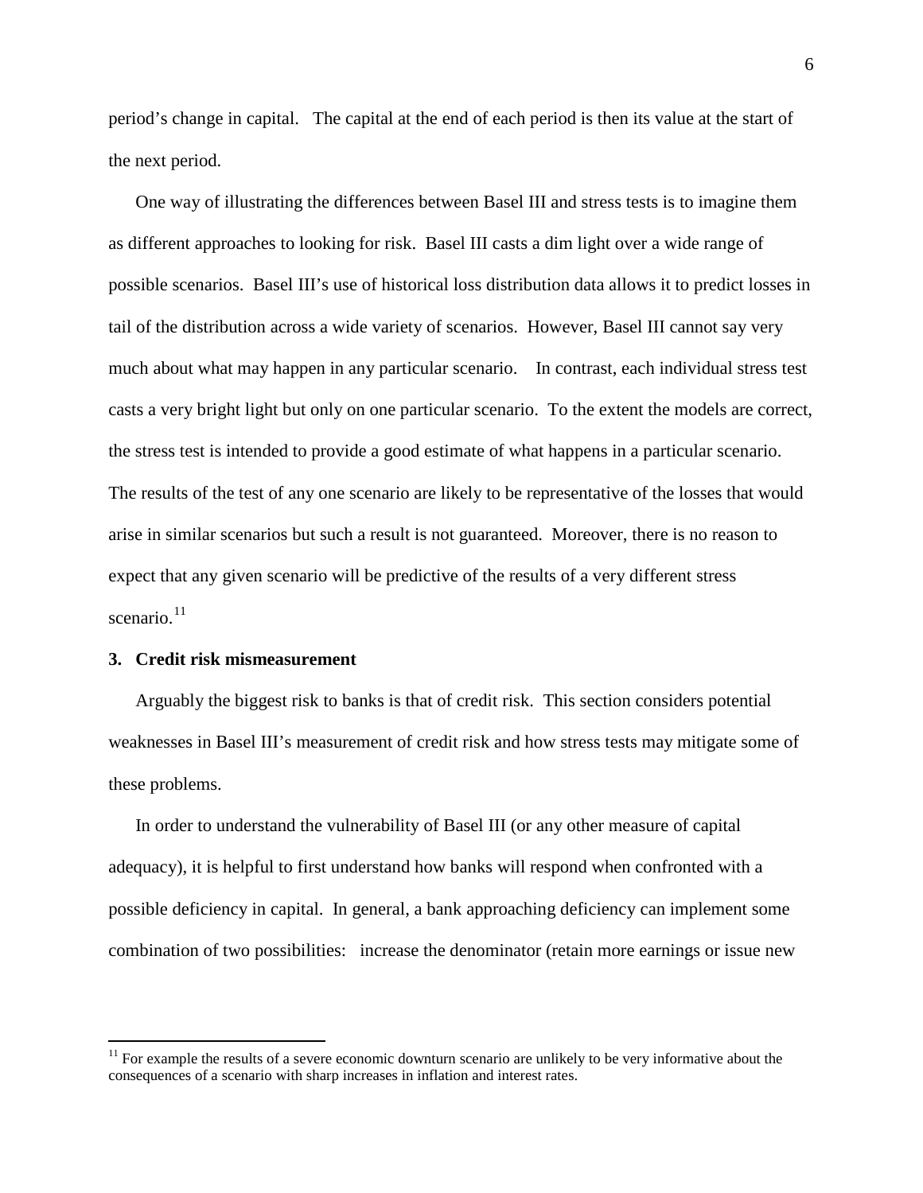period's change in capital. The capital at the end of each period is then its value at the start of the next period.

One way of illustrating the differences between Basel III and stress tests is to imagine them as different approaches to looking for risk. Basel III casts a dim light over a wide range of possible scenarios. Basel III's use of historical loss distribution data allows it to predict losses in tail of the distribution across a wide variety of scenarios. However, Basel III cannot say very much about what may happen in any particular scenario. In contrast, each individual stress test casts a very bright light but only on one particular scenario. To the extent the models are correct, the stress test is intended to provide a good estimate of what happens in a particular scenario. The results of the test of any one scenario are likely to be representative of the losses that would arise in similar scenarios but such a result is not guaranteed. Moreover, there is no reason to expect that any given scenario will be predictive of the results of a very different stress scenario.[11]

## 3. Credit risk mismeasurement

Arguably the biggest risk to banks is that of credit risk. This section considers potential weaknesses in Basel III's measurement of credit risk and how stress tests may mitigate some of these problems.

In order to understand the vulnerability of Basel III (or any other measure of capital adequacy), it is helpful to first understand how banks will respond when confronted with a possible deficiency in capital. In general, a bank approaching deficiency can implement some combination of two possibilities: increase the denominator (retain more earnings or issue new

---

[11] For example the results of a severe economic downturn scenario are unlikely to be very informative about the consequences of a scenario with sharp increases in inflation and interest rates.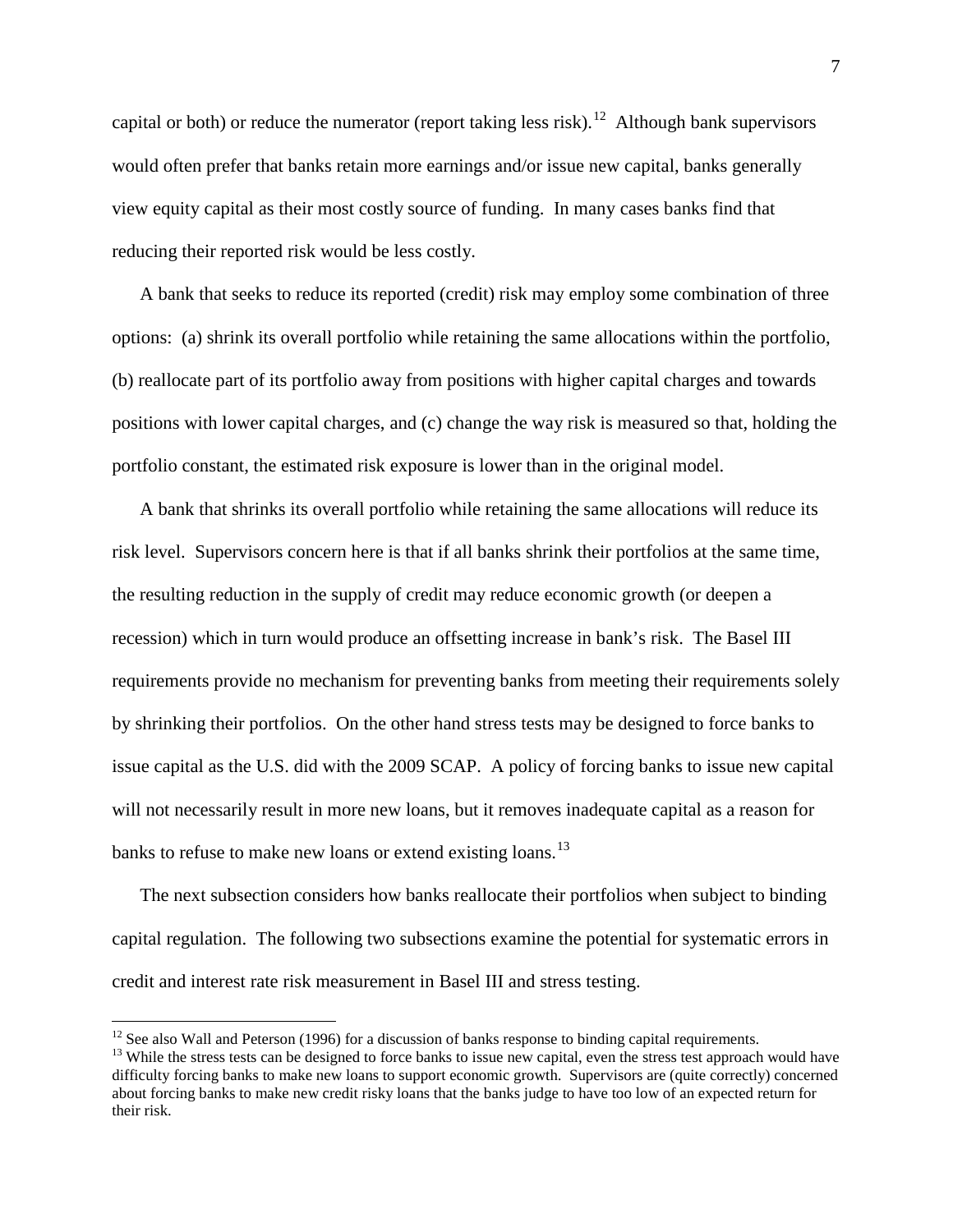capital or both) or reduce the numerator (report taking less risk).[12] Although bank supervisors would often prefer that banks retain more earnings and/or issue new capital, banks generally view equity capital as their most costly source of funding. In many cases banks find that reducing their reported risk would be less costly.

A bank that seeks to reduce its reported (credit) risk may employ some combination of three options: (a) shrink its overall portfolio while retaining the same allocations within the portfolio, (b) reallocate part of its portfolio away from positions with higher capital charges and towards positions with lower capital charges, and (c) change the way risk is measured so that, holding the portfolio constant, the estimated risk exposure is lower than in the original model.

A bank that shrinks its overall portfolio while retaining the same allocations will reduce its risk level. Supervisors concern here is that if all banks shrink their portfolios at the same time, the resulting reduction in the supply of credit may reduce economic growth (or deepen a recession) which in turn would produce an offsetting increase in bank's risk. The Basel III requirements provide no mechanism for preventing banks from meeting their requirements solely by shrinking their portfolios. On the other hand stress tests may be designed to force banks to issue capital as the U.S. did with the 2009 SCAP. A policy of forcing banks to issue new capital will not necessarily result in more new loans, but it removes inadequate capital as a reason for banks to refuse to make new loans or extend existing loans.[13]

The next subsection considers how banks reallocate their portfolios when subject to binding capital regulation. The following two subsections examine the potential for systematic errors in credit and interest rate risk measurement in Basel III and stress testing.

---

[12] See also Wall and Peterson (1996) for a discussion of banks response to binding capital requirements.

[13] While the stress tests can be designed to force banks to issue new capital, even the stress test approach would have difficulty forcing banks to make new loans to support economic growth. Supervisors are (quite correctly) concerned about forcing banks to make new credit risky loans that the banks judge to have too low of an expected return for their risk.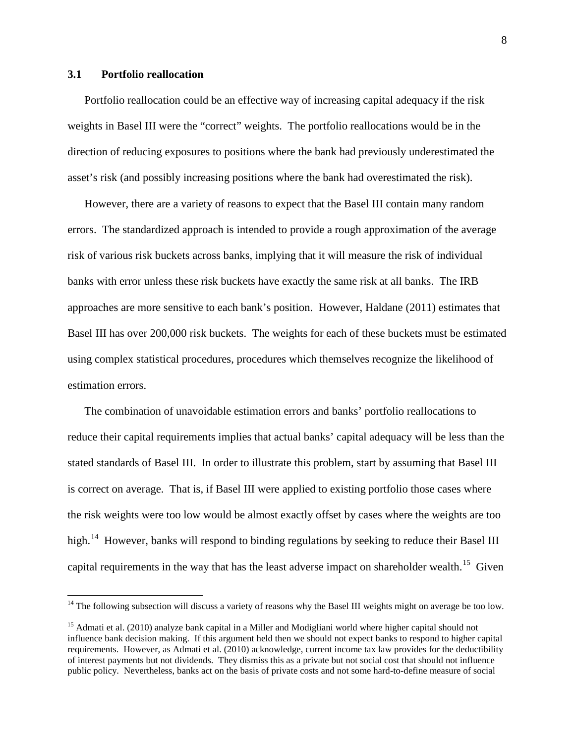### 3.1 Portfolio reallocation

Portfolio reallocation could be an effective way of increasing capital adequacy if the risk weights in Basel III were the "correct" weights. The portfolio reallocations would be in the direction of reducing exposures to positions where the bank had previously underestimated the asset's risk (and possibly increasing positions where the bank had overestimated the risk).

However, there are a variety of reasons to expect that the Basel III contain many random errors. The standardized approach is intended to provide a rough approximation of the average risk of various risk buckets across banks, implying that it will measure the risk of individual banks with error unless these risk buckets have exactly the same risk at all banks. The IRB approaches are more sensitive to each bank's position. However, Haldane (2011) estimates that Basel III has over 200,000 risk buckets. The weights for each of these buckets must be estimated using complex statistical procedures, procedures which themselves recognize the likelihood of estimation errors.

The combination of unavoidable estimation errors and banks' portfolio reallocations to reduce their capital requirements implies that actual banks' capital adequacy will be less than the stated standards of Basel III. In order to illustrate this problem, start by assuming that Basel III is correct on average. That is, if Basel III were applied to existing portfolio those cases where the risk weights were too low would be almost exactly offset by cases where the weights are too high.[14] However, banks will respond to binding regulations by seeking to reduce their Basel III capital requirements in the way that has the least adverse impact on shareholder wealth.[15] Given

[14] The following subsection will discuss a variety of reasons why the Basel III weights might on average be too low.

[15] Admati et al. (2010) analyze bank capital in a Miller and Modigliani world where higher capital should not influence bank decision making. If this argument held then we should not expect banks to respond to higher capital requirements. However, as Admati et al. (2010) acknowledge, current income tax law provides for the deductibility of interest payments but not dividends. They dismiss this as a private but not social cost that should not influence public policy. Nevertheless, banks act on the basis of private costs and not some hard-to-define measure of social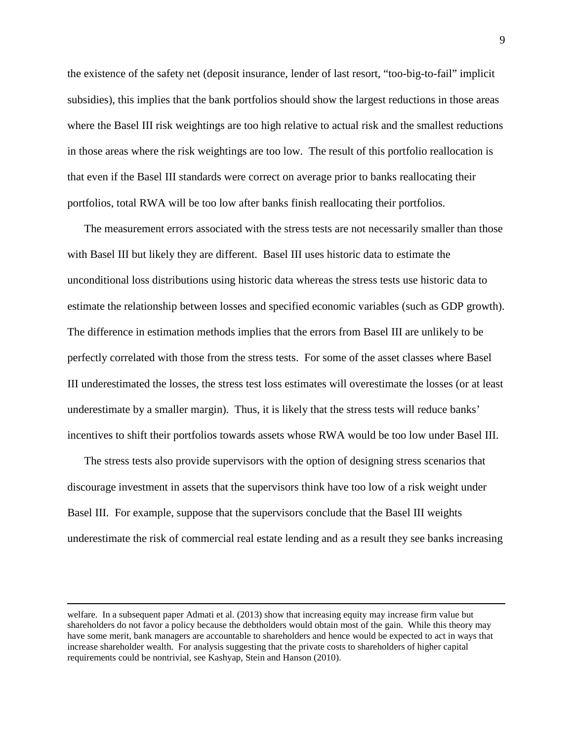the existence of the safety net (deposit insurance, lender of last resort, "too-big-to-fail" implicit subsidies), this implies that the bank portfolios should show the largest reductions in those areas where the Basel III risk weightings are too high relative to actual risk and the smallest reductions in those areas where the risk weightings are too low. The result of this portfolio reallocation is that even if the Basel III standards were correct on average prior to banks reallocating their portfolios, total RWA will be too low after banks finish reallocating their portfolios.

The measurement errors associated with the stress tests are not necessarily smaller than those with Basel III but likely they are different. Basel III uses historic data to estimate the unconditional loss distributions using historic data whereas the stress tests use historic data to estimate the relationship between losses and specified economic variables (such as GDP growth). The difference in estimation methods implies that the errors from Basel III are unlikely to be perfectly correlated with those from the stress tests. For some of the asset classes where Basel III underestimated the losses, the stress test loss estimates will overestimate the losses (or at least underestimate by a smaller margin). Thus, it is likely that the stress tests will reduce banks' incentives to shift their portfolios towards assets whose RWA would be too low under Basel III.

The stress tests also provide supervisors with the option of designing stress scenarios that discourage investment in assets that the supervisors think have too low of a risk weight under Basel III. For example, suppose that the supervisors conclude that the Basel III weights underestimate the risk of commercial real estate lending and as a result they see banks increasing

---

welfare. In a subsequent paper Admati et al. (2013) show that increasing equity may increase firm value but shareholders do not favor a policy because the debtholders would obtain most of the gain. While this theory may have some merit, bank managers are accountable to shareholders and hence would be expected to act in ways that increase shareholder wealth. For analysis suggesting that the private costs to shareholders of higher capital requirements could be nontrivial, see Kashyap, Stein and Hanson (2010).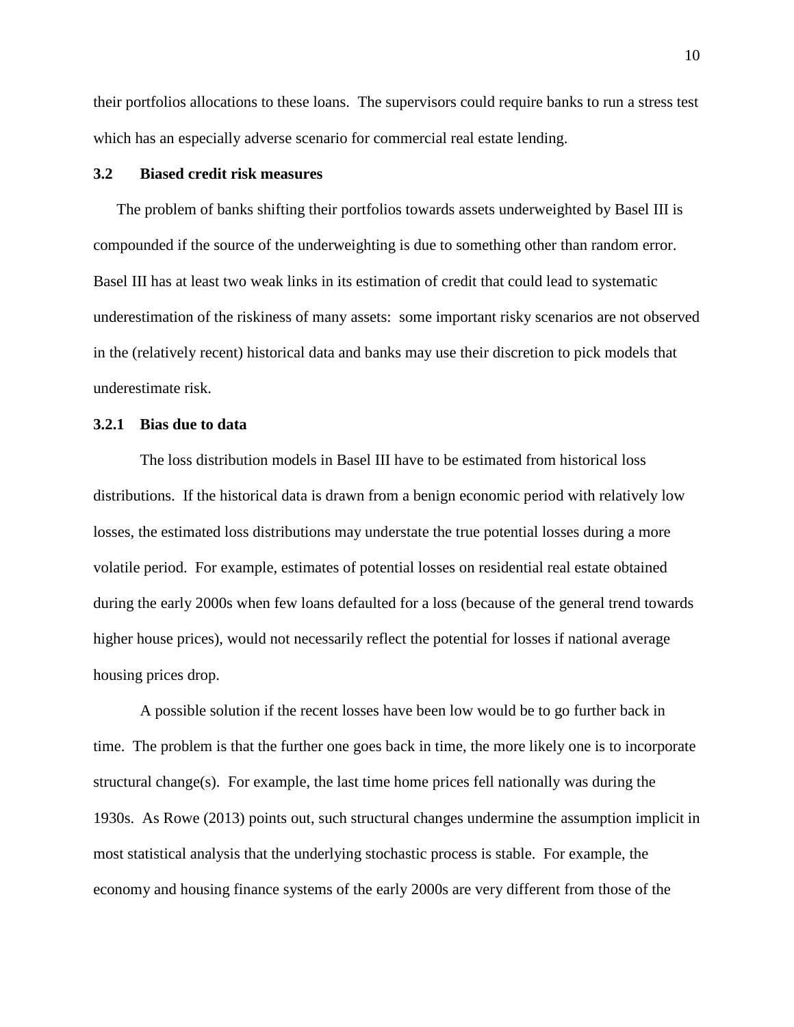their portfolios allocations to these loans. The supervisors could require banks to run a stress test which has an especially adverse scenario for commercial real estate lending.

### 3.2 Biased credit risk measures

The problem of banks shifting their portfolios towards assets underweighted by Basel III is compounded if the source of the underweighting is due to something other than random error. Basel III has at least two weak links in its estimation of credit that could lead to systematic underestimation of the riskiness of many assets: some important risky scenarios are not observed in the (relatively recent) historical data and banks may use their discretion to pick models that underestimate risk.

#### 3.2.1 Bias due to data

The loss distribution models in Basel III have to be estimated from historical loss distributions. If the historical data is drawn from a benign economic period with relatively low losses, the estimated loss distributions may understate the true potential losses during a more volatile period. For example, estimates of potential losses on residential real estate obtained during the early 2000s when few loans defaulted for a loss (because of the general trend towards higher house prices), would not necessarily reflect the potential for losses if national average housing prices drop.

A possible solution if the recent losses have been low would be to go further back in time. The problem is that the further one goes back in time, the more likely one is to incorporate structural change(s). For example, the last time home prices fell nationally was during the 1930s. As Rowe (2013) points out, such structural changes undermine the assumption implicit in most statistical analysis that the underlying stochastic process is stable. For example, the economy and housing finance systems of the early 2000s are very different from those of the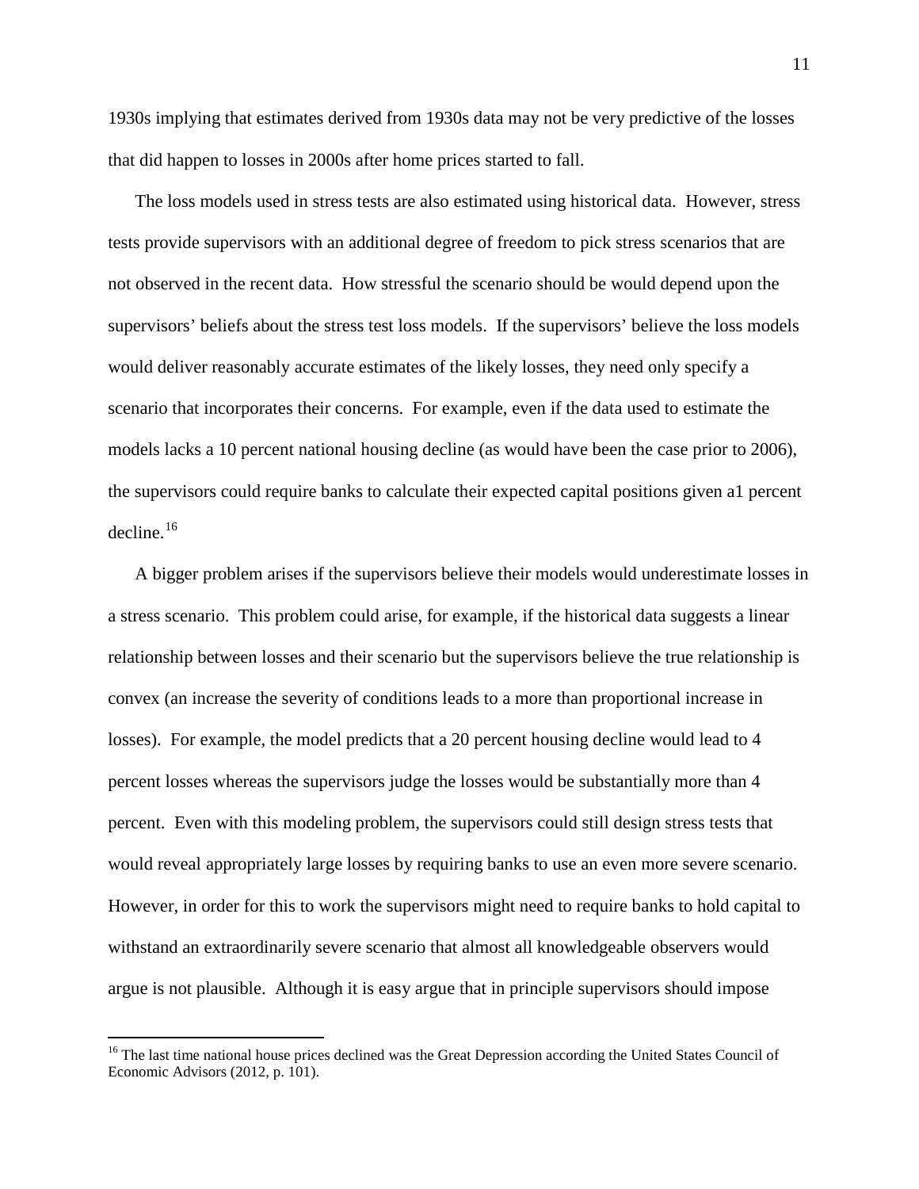1930s implying that estimates derived from 1930s data may not be very predictive of the losses that did happen to losses in 2000s after home prices started to fall.

The loss models used in stress tests are also estimated using historical data. However, stress tests provide supervisors with an additional degree of freedom to pick stress scenarios that are not observed in the recent data. How stressful the scenario should be would depend upon the supervisors' beliefs about the stress test loss models. If the supervisors' believe the loss models would deliver reasonably accurate estimates of the likely losses, they need only specify a scenario that incorporates their concerns. For example, even if the data used to estimate the models lacks a 10 percent national housing decline (as would have been the case prior to 2006), the supervisors could require banks to calculate their expected capital positions given a1 percent decline.[16]

A bigger problem arises if the supervisors believe their models would underestimate losses in a stress scenario. This problem could arise, for example, if the historical data suggests a linear relationship between losses and their scenario but the supervisors believe the true relationship is convex (an increase the severity of conditions leads to a more than proportional increase in losses). For example, the model predicts that a 20 percent housing decline would lead to 4 percent losses whereas the supervisors judge the losses would be substantially more than 4 percent. Even with this modeling problem, the supervisors could still design stress tests that would reveal appropriately large losses by requiring banks to use an even more severe scenario. However, in order for this to work the supervisors might need to require banks to hold capital to withstand an extraordinarily severe scenario that almost all knowledgeable observers would argue is not plausible. Although it is easy argue that in principle supervisors should impose

[16] The last time national house prices declined was the Great Depression according the United States Council of Economic Advisors (2012, p. 101).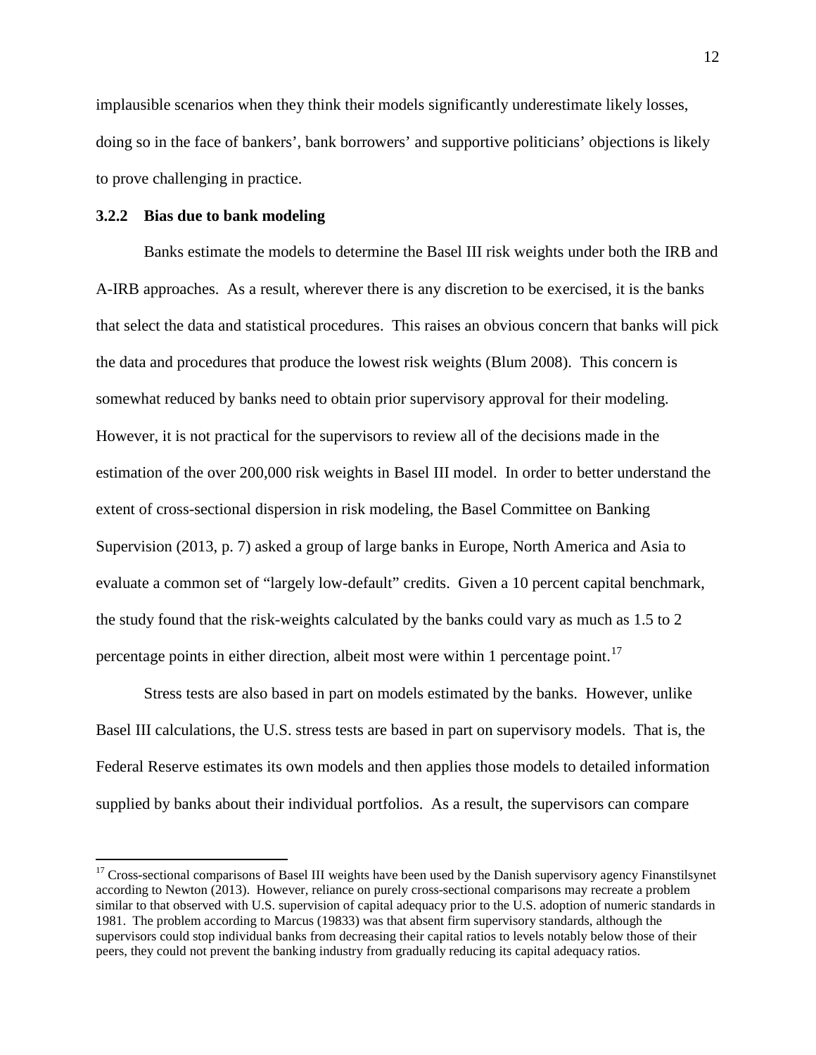implausible scenarios when they think their models significantly underestimate likely losses, doing so in the face of bankers', bank borrowers' and supportive politicians' objections is likely to prove challenging in practice.

### 3.2.2 Bias due to bank modeling

Banks estimate the models to determine the Basel III risk weights under both the IRB and A-IRB approaches. As a result, wherever there is any discretion to be exercised, it is the banks that select the data and statistical procedures. This raises an obvious concern that banks will pick the data and procedures that produce the lowest risk weights (Blum 2008). This concern is somewhat reduced by banks need to obtain prior supervisory approval for their modeling. However, it is not practical for the supervisors to review all of the decisions made in the estimation of the over 200,000 risk weights in Basel III model. In order to better understand the extent of cross-sectional dispersion in risk modeling, the Basel Committee on Banking Supervision (2013, p. 7) asked a group of large banks in Europe, North America and Asia to evaluate a common set of "largely low-default" credits. Given a 10 percent capital benchmark, the study found that the risk-weights calculated by the banks could vary as much as 1.5 to 2 percentage points in either direction, albeit most were within 1 percentage point.[17]

Stress tests are also based in part on models estimated by the banks. However, unlike Basel III calculations, the U.S. stress tests are based in part on supervisory models. That is, the Federal Reserve estimates its own models and then applies those models to detailed information supplied by banks about their individual portfolios. As a result, the supervisors can compare

[17] Cross-sectional comparisons of Basel III weights have been used by the Danish supervisory agency Finanstilsynet according to Newton (2013). However, reliance on purely cross-sectional comparisons may recreate a problem similar to that observed with U.S. supervision of capital adequacy prior to the U.S. adoption of numeric standards in 1981. The problem according to Marcus (19833) was that absent firm supervisory standards, although the supervisors could stop individual banks from decreasing their capital ratios to levels notably below those of their peers, they could not prevent the banking industry from gradually reducing its capital adequacy ratios.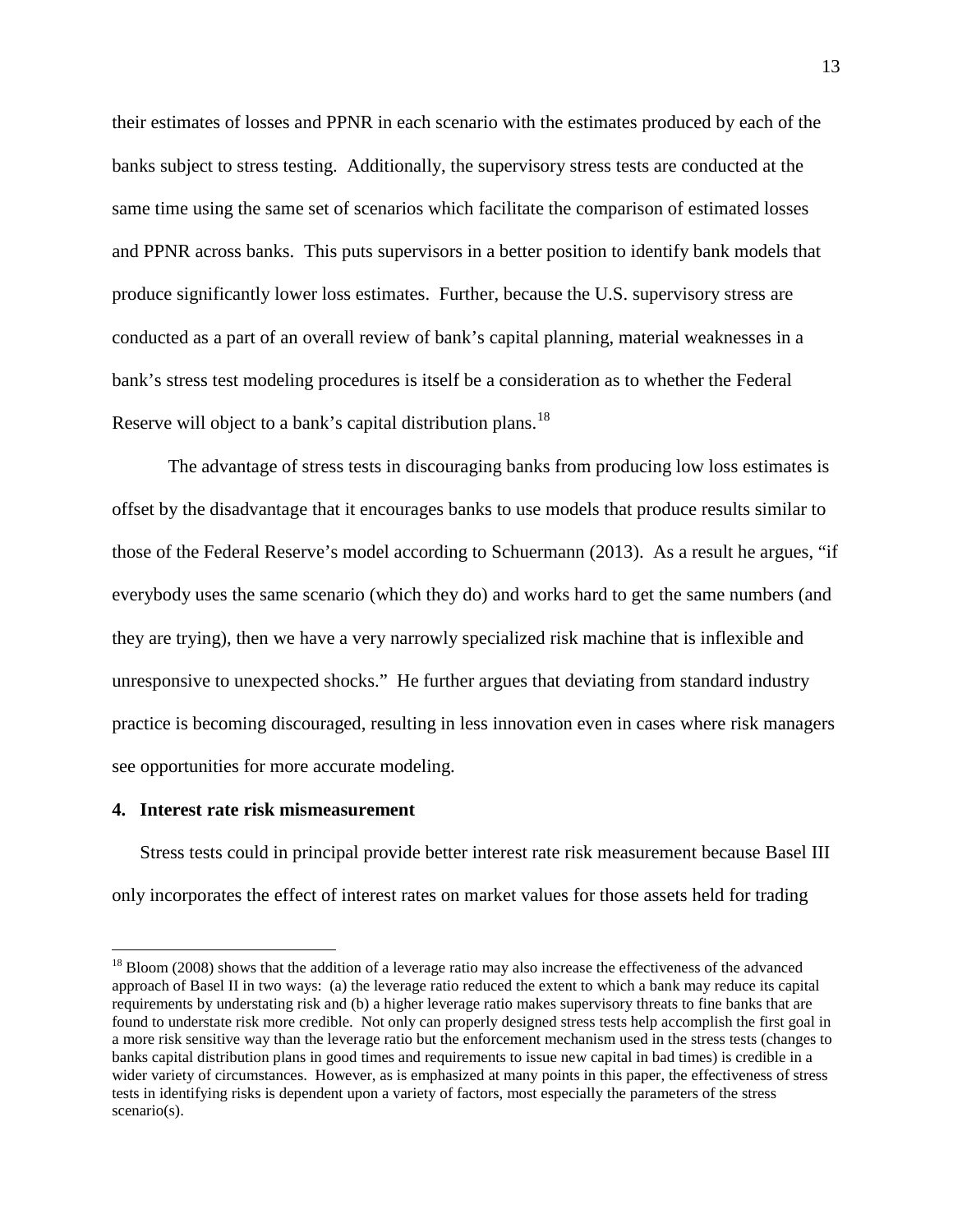their estimates of losses and PPNR in each scenario with the estimates produced by each of the banks subject to stress testing. Additionally, the supervisory stress tests are conducted at the same time using the same set of scenarios which facilitate the comparison of estimated losses and PPNR across banks. This puts supervisors in a better position to identify bank models that produce significantly lower loss estimates. Further, because the U.S. supervisory stress are conducted as a part of an overall review of bank's capital planning, material weaknesses in a bank's stress test modeling procedures is itself be a consideration as to whether the Federal Reserve will object to a bank's capital distribution plans.[18]

The advantage of stress tests in discouraging banks from producing low loss estimates is offset by the disadvantage that it encourages banks to use models that produce results similar to those of the Federal Reserve's model according to Schuermann (2013). As a result he argues, "if everybody uses the same scenario (which they do) and works hard to get the same numbers (and they are trying), then we have a very narrowly specialized risk machine that is inflexible and unresponsive to unexpected shocks." He further argues that deviating from standard industry practice is becoming discouraged, resulting in less innovation even in cases where risk managers see opportunities for more accurate modeling.

## 4. Interest rate risk mismeasurement

Stress tests could in principal provide better interest rate risk measurement because Basel III only incorporates the effect of interest rates on market values for those assets held for trading

[18] Bloom (2008) shows that the addition of a leverage ratio may also increase the effectiveness of the advanced approach of Basel II in two ways: (a) the leverage ratio reduced the extent to which a bank may reduce its capital requirements by understating risk and (b) a higher leverage ratio makes supervisory threats to fine banks that are found to understate risk more credible. Not only can properly designed stress tests help accomplish the first goal in a more risk sensitive way than the leverage ratio but the enforcement mechanism used in the stress tests (changes to banks capital distribution plans in good times and requirements to issue new capital in bad times) is credible in a wider variety of circumstances. However, as is emphasized at many points in this paper, the effectiveness of stress tests in identifying risks is dependent upon a variety of factors, most especially the parameters of the stress scenario(s).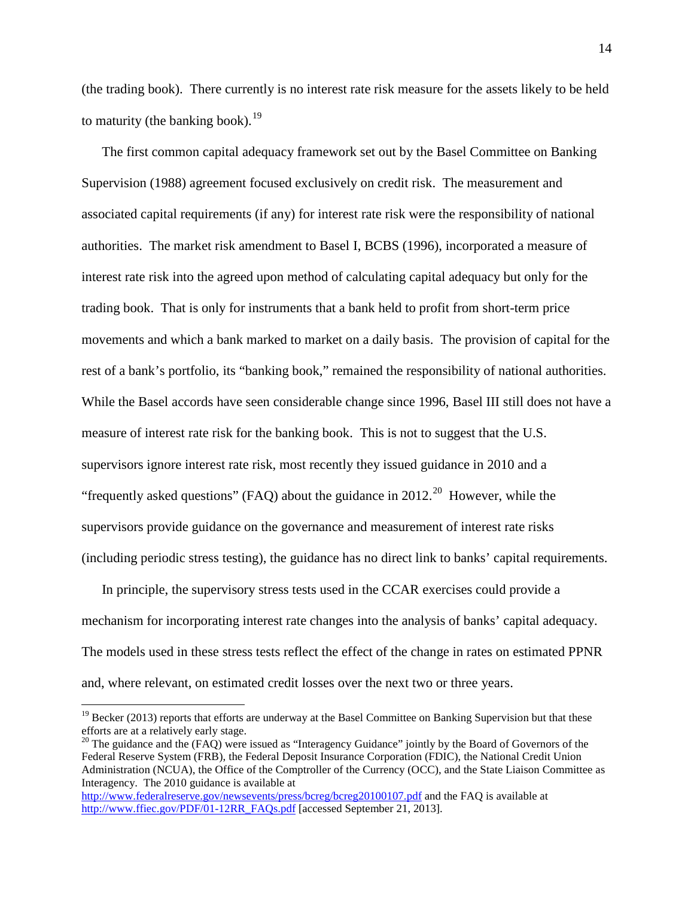(the trading book). There currently is no interest rate risk measure for the assets likely to be held to maturity (the banking book).[19]

The first common capital adequacy framework set out by the Basel Committee on Banking Supervision (1988) agreement focused exclusively on credit risk. The measurement and associated capital requirements (if any) for interest rate risk were the responsibility of national authorities. The market risk amendment to Basel I, BCBS (1996), incorporated a measure of interest rate risk into the agreed upon method of calculating capital adequacy but only for the trading book. That is only for instruments that a bank held to profit from short-term price movements and which a bank marked to market on a daily basis. The provision of capital for the rest of a bank's portfolio, its "banking book," remained the responsibility of national authorities. While the Basel accords have seen considerable change since 1996, Basel III still does not have a measure of interest rate risk for the banking book. This is not to suggest that the U.S. supervisors ignore interest rate risk, most recently they issued guidance in 2010 and a "frequently asked questions" (FAQ) about the guidance in 2012.[20] However, while the supervisors provide guidance on the governance and measurement of interest rate risks (including periodic stress testing), the guidance has no direct link to banks' capital requirements.

In principle, the supervisory stress tests used in the CCAR exercises could provide a mechanism for incorporating interest rate changes into the analysis of banks' capital adequacy. The models used in these stress tests reflect the effect of the change in rates on estimated PPNR and, where relevant, on estimated credit losses over the next two or three years.

---

[19] Becker (2013) reports that efforts are underway at the Basel Committee on Banking Supervision but that these efforts are at a relatively early stage.

[20] The guidance and the (FAQ) were issued as "Interagency Guidance" jointly by the Board of Governors of the Federal Reserve System (FRB), the Federal Deposit Insurance Corporation (FDIC), the National Credit Union Administration (NCUA), the Office of the Comptroller of the Currency (OCC), and the State Liaison Committee as Interagency. The 2010 guidance is available at http://www.federalreserve.gov/newsevents/press/bcreg/bcreg20100107.pdf and the FAQ is available at http://www.ffiec.gov/PDF/01-12RR_FAQs.pdf [accessed September 21, 2013].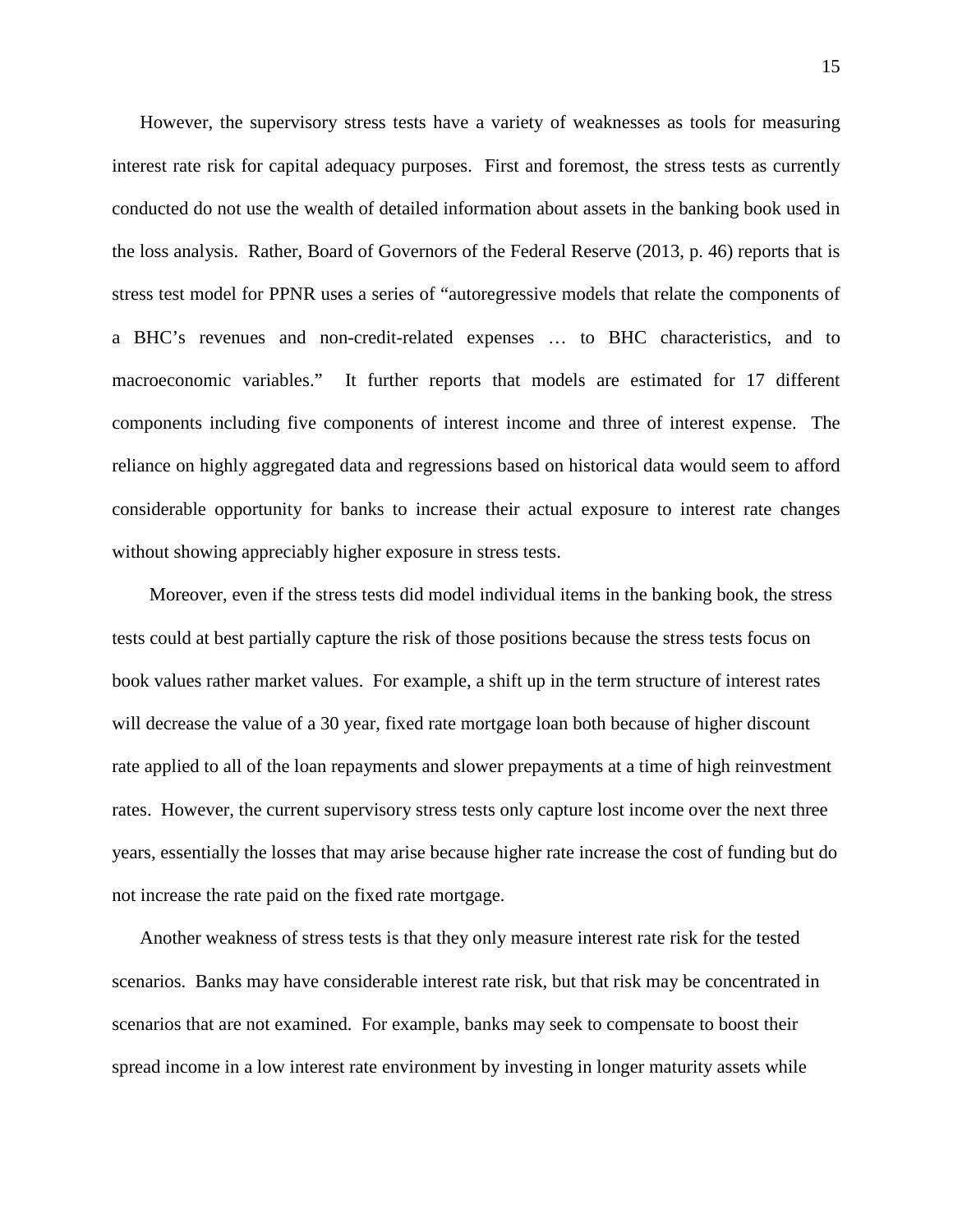However, the supervisory stress tests have a variety of weaknesses as tools for measuring interest rate risk for capital adequacy purposes. First and foremost, the stress tests as currently conducted do not use the wealth of detailed information about assets in the banking book used in the loss analysis. Rather, Board of Governors of the Federal Reserve (2013, p. 46) reports that is stress test model for PPNR uses a series of "autoregressive models that relate the components of a BHC's revenues and non-credit-related expenses … to BHC characteristics, and to macroeconomic variables." It further reports that models are estimated for 17 different components including five components of interest income and three of interest expense. The reliance on highly aggregated data and regressions based on historical data would seem to afford considerable opportunity for banks to increase their actual exposure to interest rate changes without showing appreciably higher exposure in stress tests.

Moreover, even if the stress tests did model individual items in the banking book, the stress tests could at best partially capture the risk of those positions because the stress tests focus on book values rather market values. For example, a shift up in the term structure of interest rates will decrease the value of a 30 year, fixed rate mortgage loan both because of higher discount rate applied to all of the loan repayments and slower prepayments at a time of high reinvestment rates. However, the current supervisory stress tests only capture lost income over the next three years, essentially the losses that may arise because higher rate increase the cost of funding but do not increase the rate paid on the fixed rate mortgage.

Another weakness of stress tests is that they only measure interest rate risk for the tested scenarios. Banks may have considerable interest rate risk, but that risk may be concentrated in scenarios that are not examined. For example, banks may seek to compensate to boost their spread income in a low interest rate environment by investing in longer maturity assets while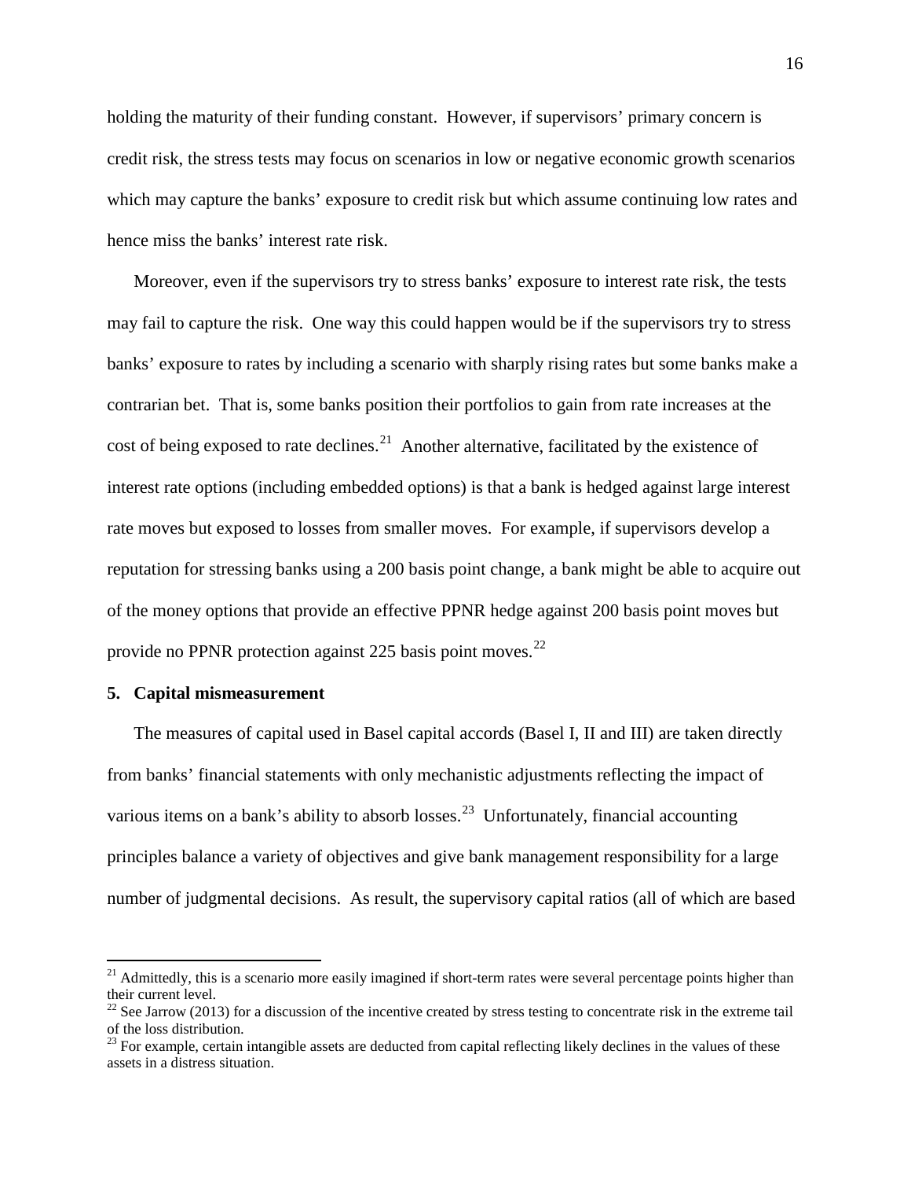holding the maturity of their funding constant. However, if supervisors' primary concern is credit risk, the stress tests may focus on scenarios in low or negative economic growth scenarios which may capture the banks' exposure to credit risk but which assume continuing low rates and hence miss the banks' interest rate risk.

Moreover, even if the supervisors try to stress banks' exposure to interest rate risk, the tests may fail to capture the risk. One way this could happen would be if the supervisors try to stress banks' exposure to rates by including a scenario with sharply rising rates but some banks make a contrarian bet. That is, some banks position their portfolios to gain from rate increases at the cost of being exposed to rate declines.[21] Another alternative, facilitated by the existence of interest rate options (including embedded options) is that a bank is hedged against large interest rate moves but exposed to losses from smaller moves. For example, if supervisors develop a reputation for stressing banks using a 200 basis point change, a bank might be able to acquire out of the money options that provide an effective PPNR hedge against 200 basis point moves but provide no PPNR protection against 225 basis point moves.[22]

## 5. Capital mismeasurement

The measures of capital used in Basel capital accords (Basel I, II and III) are taken directly from banks' financial statements with only mechanistic adjustments reflecting the impact of various items on a bank's ability to absorb losses.[23] Unfortunately, financial accounting principles balance a variety of objectives and give bank management responsibility for a large number of judgmental decisions. As result, the supervisory capital ratios (all of which are based

---

[21] Admittedly, this is a scenario more easily imagined if short-term rates were several percentage points higher than their current level.

[22] See Jarrow (2013) for a discussion of the incentive created by stress testing to concentrate risk in the extreme tail of the loss distribution.

[23] For example, certain intangible assets are deducted from capital reflecting likely declines in the values of these assets in a distress situation.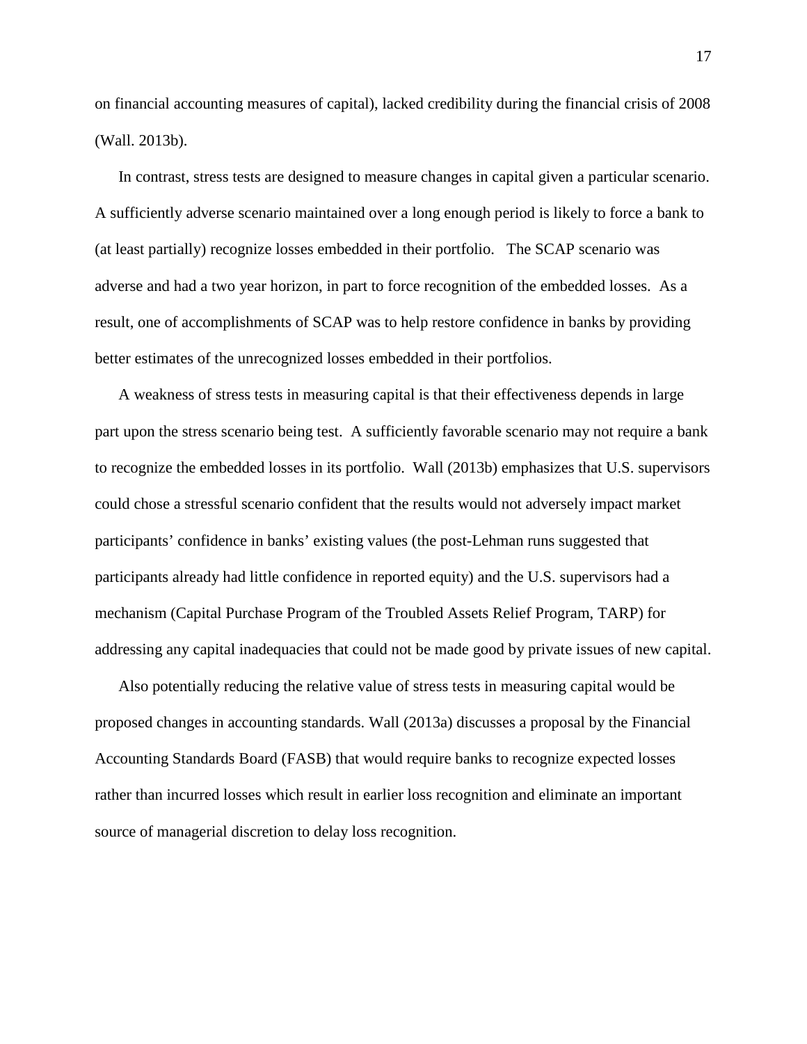on financial accounting measures of capital), lacked credibility during the financial crisis of 2008 (Wall. 2013b).

In contrast, stress tests are designed to measure changes in capital given a particular scenario. A sufficiently adverse scenario maintained over a long enough period is likely to force a bank to (at least partially) recognize losses embedded in their portfolio. The SCAP scenario was adverse and had a two year horizon, in part to force recognition of the embedded losses. As a result, one of accomplishments of SCAP was to help restore confidence in banks by providing better estimates of the unrecognized losses embedded in their portfolios.

A weakness of stress tests in measuring capital is that their effectiveness depends in large part upon the stress scenario being test. A sufficiently favorable scenario may not require a bank to recognize the embedded losses in its portfolio. Wall (2013b) emphasizes that U.S. supervisors could chose a stressful scenario confident that the results would not adversely impact market participants' confidence in banks' existing values (the post-Lehman runs suggested that participants already had little confidence in reported equity) and the U.S. supervisors had a mechanism (Capital Purchase Program of the Troubled Assets Relief Program, TARP) for addressing any capital inadequacies that could not be made good by private issues of new capital.

Also potentially reducing the relative value of stress tests in measuring capital would be proposed changes in accounting standards. Wall (2013a) discusses a proposal by the Financial Accounting Standards Board (FASB) that would require banks to recognize expected losses rather than incurred losses which result in earlier loss recognition and eliminate an important source of managerial discretion to delay loss recognition.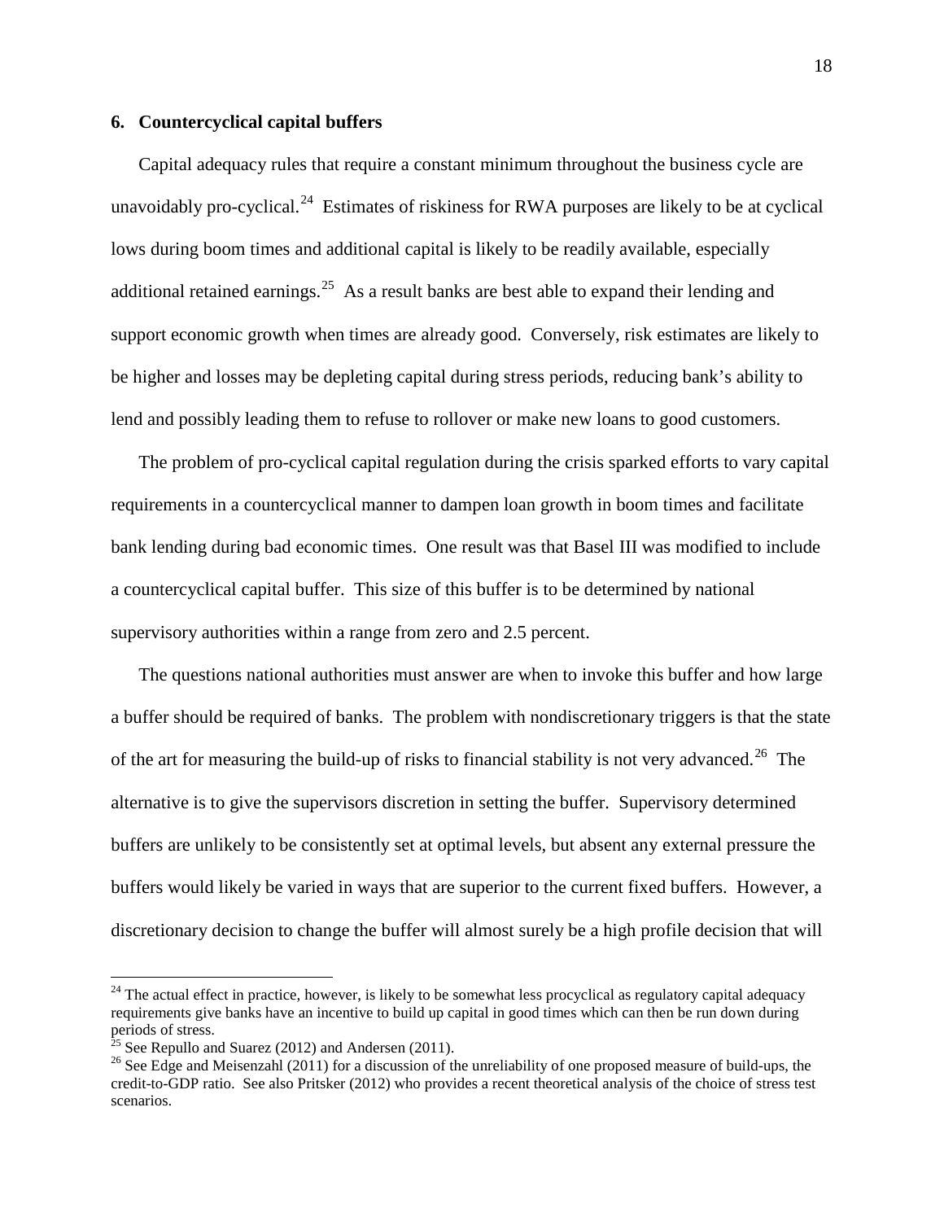## 6. Countercyclical capital buffers

Capital adequacy rules that require a constant minimum throughout the business cycle are unavoidably pro-cyclical.[24] Estimates of riskiness for RWA purposes are likely to be at cyclical lows during boom times and additional capital is likely to be readily available, especially additional retained earnings.[25] As a result banks are best able to expand their lending and support economic growth when times are already good. Conversely, risk estimates are likely to be higher and losses may be depleting capital during stress periods, reducing bank's ability to lend and possibly leading them to refuse to rollover or make new loans to good customers.

The problem of pro-cyclical capital regulation during the crisis sparked efforts to vary capital requirements in a countercyclical manner to dampen loan growth in boom times and facilitate bank lending during bad economic times. One result was that Basel III was modified to include a countercyclical capital buffer. This size of this buffer is to be determined by national supervisory authorities within a range from zero and 2.5 percent.

The questions national authorities must answer are when to invoke this buffer and how large a buffer should be required of banks. The problem with nondiscretionary triggers is that the state of the art for measuring the build-up of risks to financial stability is not very advanced.[26] The alternative is to give the supervisors discretion in setting the buffer. Supervisory determined buffers are unlikely to be consistently set at optimal levels, but absent any external pressure the buffers would likely be varied in ways that are superior to the current fixed buffers. However, a discretionary decision to change the buffer will almost surely be a high profile decision that will

---

[24] The actual effect in practice, however, is likely to be somewhat less procyclical as regulatory capital adequacy requirements give banks have an incentive to build up capital in good times which can then be run down during periods of stress.

[25] See Repullo and Suarez (2012) and Andersen (2011).

[26] See Edge and Meisenzahl (2011) for a discussion of the unreliability of one proposed measure of build-ups, the credit-to-GDP ratio. See also Pritsker (2012) who provides a recent theoretical analysis of the choice of stress test scenarios.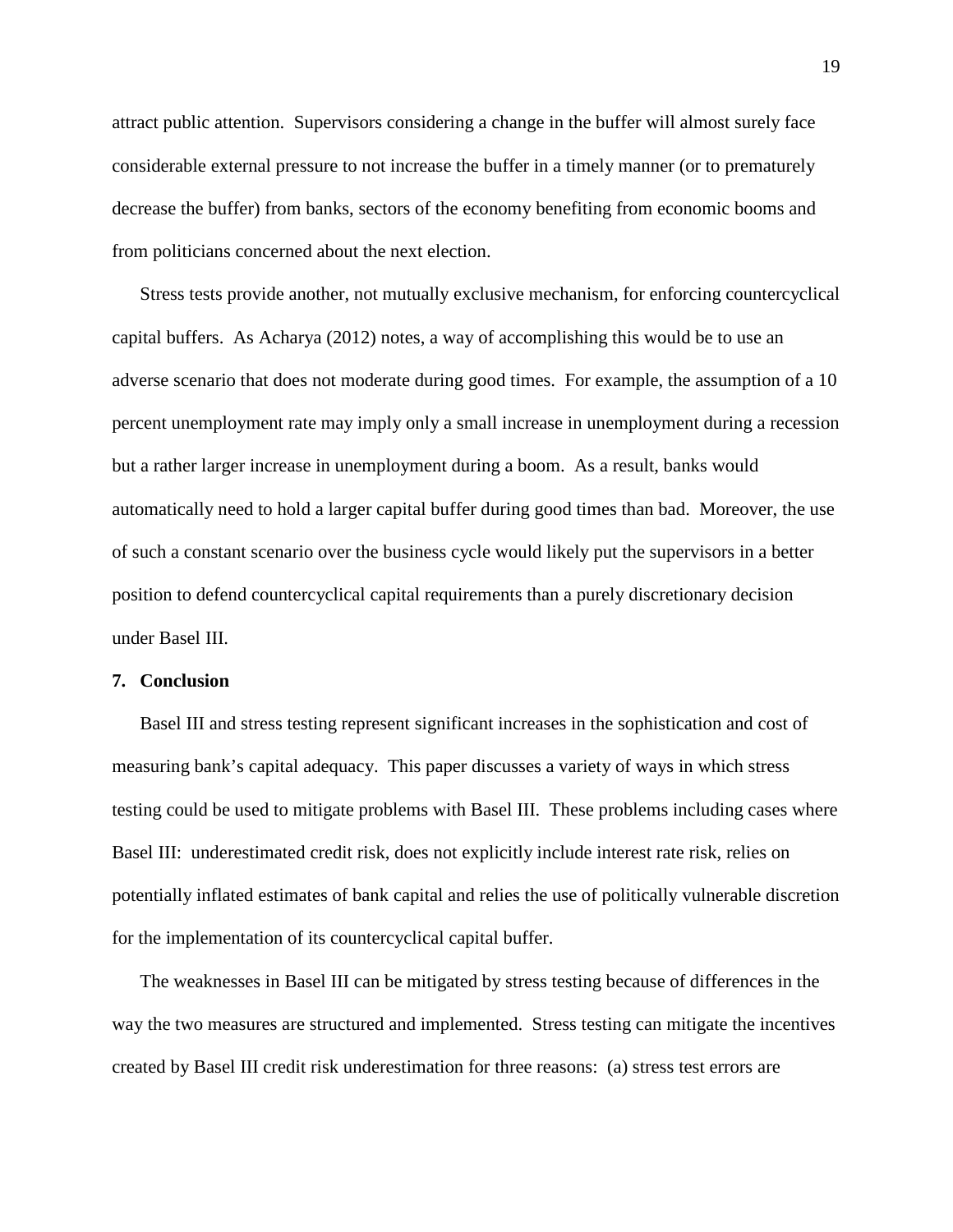attract public attention. Supervisors considering a change in the buffer will almost surely face considerable external pressure to not increase the buffer in a timely manner (or to prematurely decrease the buffer) from banks, sectors of the economy benefiting from economic booms and from politicians concerned about the next election.

Stress tests provide another, not mutually exclusive mechanism, for enforcing countercyclical capital buffers. As Acharya (2012) notes, a way of accomplishing this would be to use an adverse scenario that does not moderate during good times. For example, the assumption of a 10 percent unemployment rate may imply only a small increase in unemployment during a recession but a rather larger increase in unemployment during a boom. As a result, banks would automatically need to hold a larger capital buffer during good times than bad. Moreover, the use of such a constant scenario over the business cycle would likely put the supervisors in a better position to defend countercyclical capital requirements than a purely discretionary decision under Basel III.

## 7. Conclusion

Basel III and stress testing represent significant increases in the sophistication and cost of measuring bank's capital adequacy. This paper discusses a variety of ways in which stress testing could be used to mitigate problems with Basel III. These problems including cases where Basel III: underestimated credit risk, does not explicitly include interest rate risk, relies on potentially inflated estimates of bank capital and relies the use of politically vulnerable discretion for the implementation of its countercyclical capital buffer.

The weaknesses in Basel III can be mitigated by stress testing because of differences in the way the two measures are structured and implemented. Stress testing can mitigate the incentives created by Basel III credit risk underestimation for three reasons: (a) stress test errors are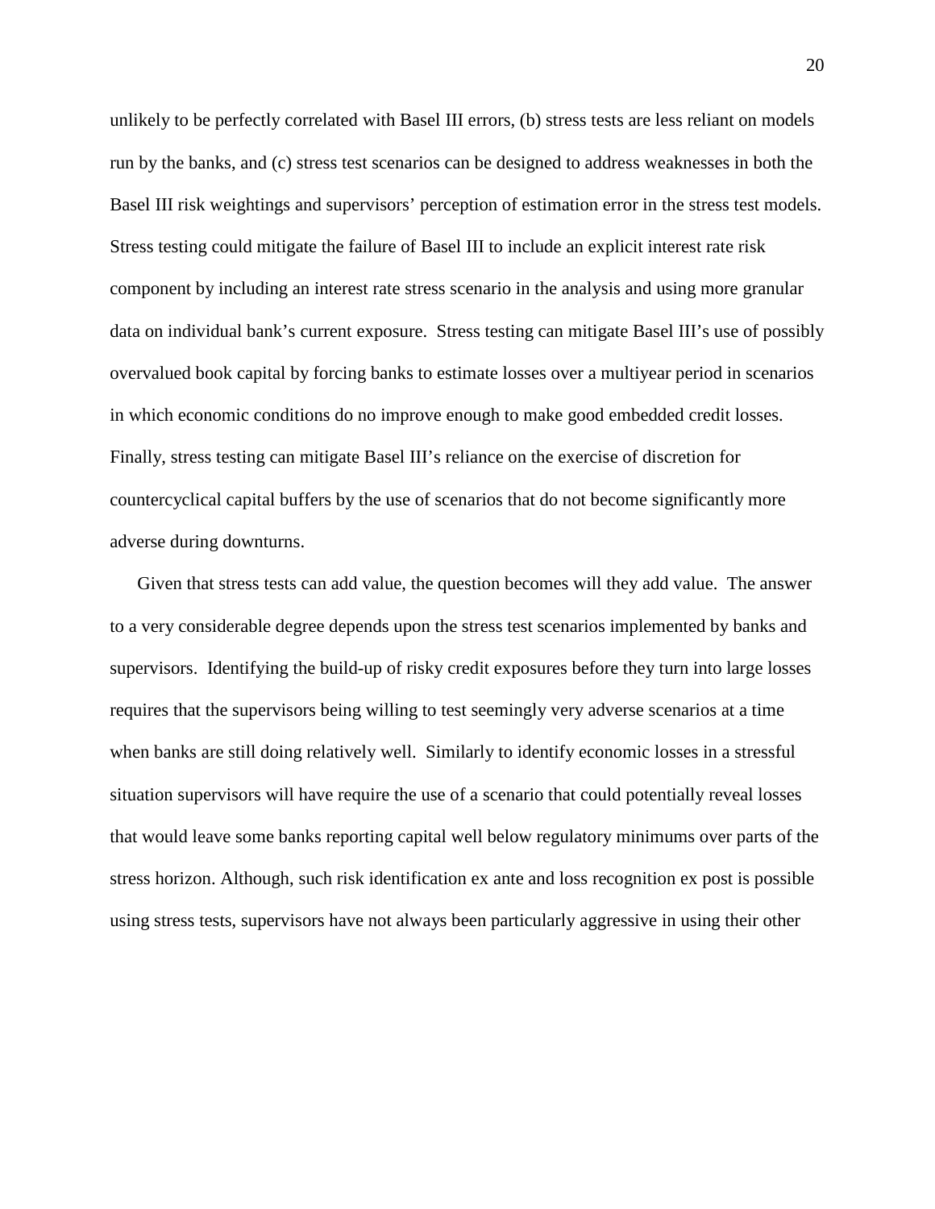unlikely to be perfectly correlated with Basel III errors, (b) stress tests are less reliant on models run by the banks, and (c) stress test scenarios can be designed to address weaknesses in both the Basel III risk weightings and supervisors' perception of estimation error in the stress test models. Stress testing could mitigate the failure of Basel III to include an explicit interest rate risk component by including an interest rate stress scenario in the analysis and using more granular data on individual bank's current exposure. Stress testing can mitigate Basel III's use of possibly overvalued book capital by forcing banks to estimate losses over a multiyear period in scenarios in which economic conditions do no improve enough to make good embedded credit losses. Finally, stress testing can mitigate Basel III's reliance on the exercise of discretion for countercyclical capital buffers by the use of scenarios that do not become significantly more adverse during downturns.

Given that stress tests can add value, the question becomes will they add value. The answer to a very considerable degree depends upon the stress test scenarios implemented by banks and supervisors. Identifying the build-up of risky credit exposures before they turn into large losses requires that the supervisors being willing to test seemingly very adverse scenarios at a time when banks are still doing relatively well. Similarly to identify economic losses in a stressful situation supervisors will have require the use of a scenario that could potentially reveal losses that would leave some banks reporting capital well below regulatory minimums over parts of the stress horizon. Although, such risk identification ex ante and loss recognition ex post is possible using stress tests, supervisors have not always been particularly aggressive in using their other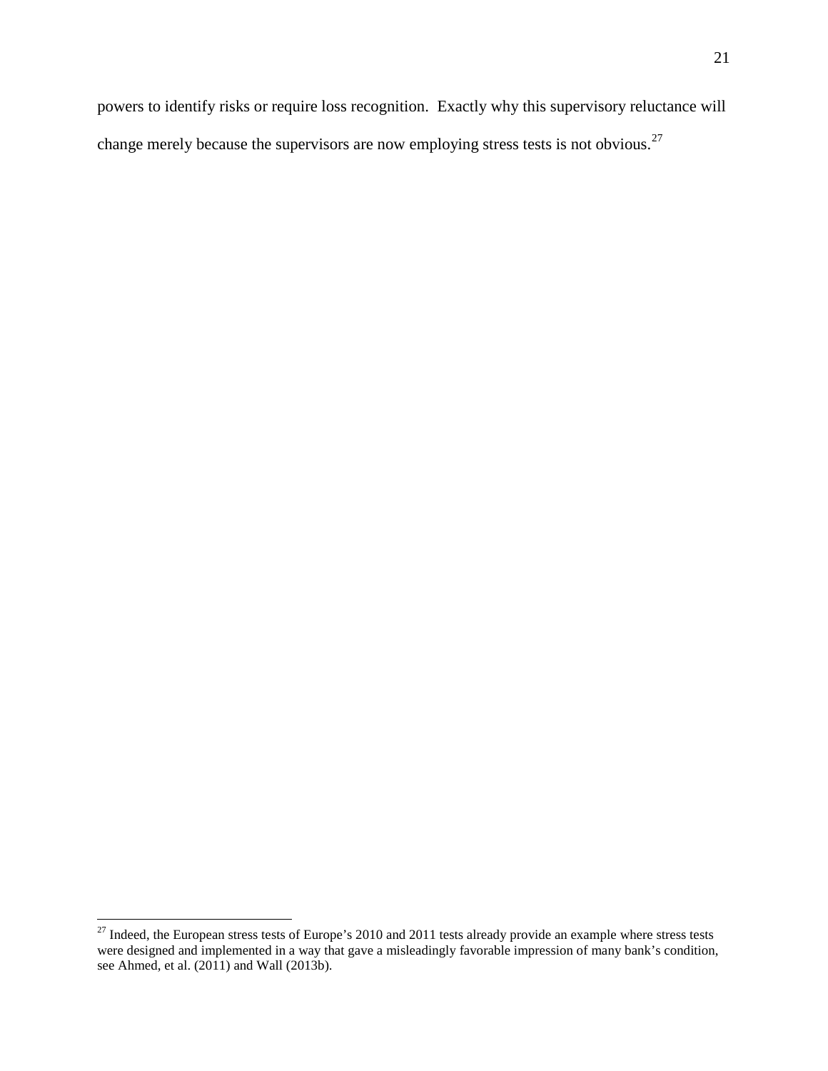powers to identify risks or require loss recognition. Exactly why this supervisory reluctance will change merely because the supervisors are now employing stress tests is not obvious.[27]

[27] Indeed, the European stress tests of Europe's 2010 and 2011 tests already provide an example where stress tests were designed and implemented in a way that gave a misleadingly favorable impression of many bank's condition, see Ahmed, et al. (2011) and Wall (2013b).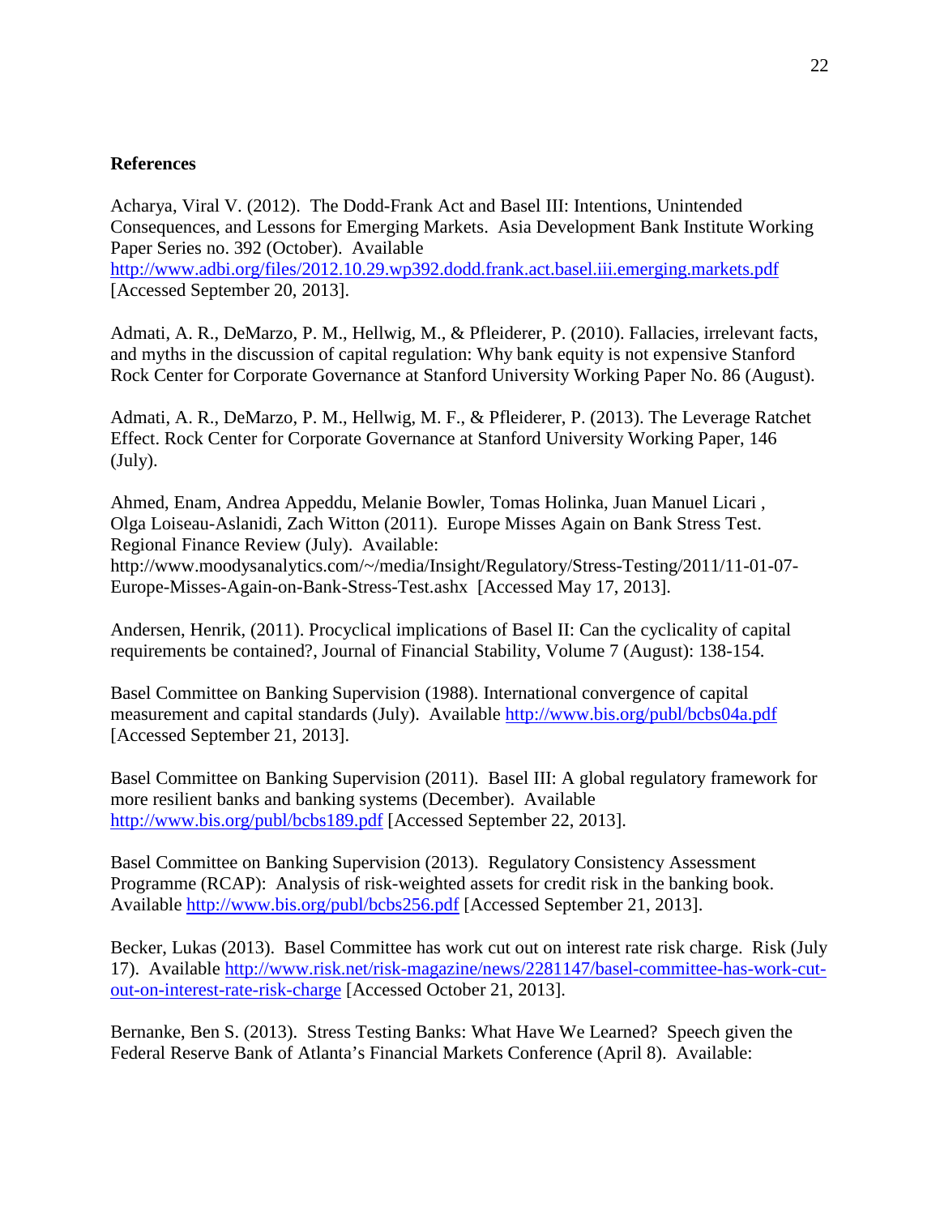## References

Acharya, Viral V. (2012). The Dodd-Frank Act and Basel III: Intentions, Unintended Consequences, and Lessons for Emerging Markets. Asia Development Bank Institute Working Paper Series no. 392 (October). Available http://www.adbi.org/files/2012.10.29.wp392.dodd.frank.act.basel.iii.emerging.markets.pdf [Accessed September 20, 2013].

Admati, A. R., DeMarzo, P. M., Hellwig, M., & Pfleiderer, P. (2010). Fallacies, irrelevant facts, and myths in the discussion of capital regulation: Why bank equity is not expensive Stanford Rock Center for Corporate Governance at Stanford University Working Paper No. 86 (August).

Admati, A. R., DeMarzo, P. M., Hellwig, M. F., & Pfleiderer, P. (2013). The Leverage Ratchet Effect. Rock Center for Corporate Governance at Stanford University Working Paper, 146 (July).

Ahmed, Enam, Andrea Appeddu, Melanie Bowler, Tomas Holinka, Juan Manuel Licari , Olga Loiseau-Aslanidi, Zach Witton (2011). Europe Misses Again on Bank Stress Test. Regional Finance Review (July). Available: http://www.moodysanalytics.com/~/media/Insight/Regulatory/Stress-Testing/2011/11-01-07-Europe-Misses-Again-on-Bank-Stress-Test.ashx [Accessed May 17, 2013].

Andersen, Henrik, (2011). Procyclical implications of Basel II: Can the cyclicality of capital requirements be contained?, Journal of Financial Stability, Volume 7 (August): 138-154.

Basel Committee on Banking Supervision (1988). International convergence of capital measurement and capital standards (July). Available http://www.bis.org/publ/bcbs04a.pdf [Accessed September 21, 2013].

Basel Committee on Banking Supervision (2011). Basel III: A global regulatory framework for more resilient banks and banking systems (December). Available http://www.bis.org/publ/bcbs189.pdf [Accessed September 22, 2013].

Basel Committee on Banking Supervision (2013). Regulatory Consistency Assessment Programme (RCAP): Analysis of risk-weighted assets for credit risk in the banking book. Available http://www.bis.org/publ/bcbs256.pdf [Accessed September 21, 2013].

Becker, Lukas (2013). Basel Committee has work cut out on interest rate risk charge. Risk (July 17). Available http://www.risk.net/risk-magazine/news/2281147/basel-committee-has-work-cut-out-on-interest-rate-risk-charge [Accessed October 21, 2013].

Bernanke, Ben S. (2013). Stress Testing Banks: What Have We Learned? Speech given the Federal Reserve Bank of Atlanta's Financial Markets Conference (April 8). Available: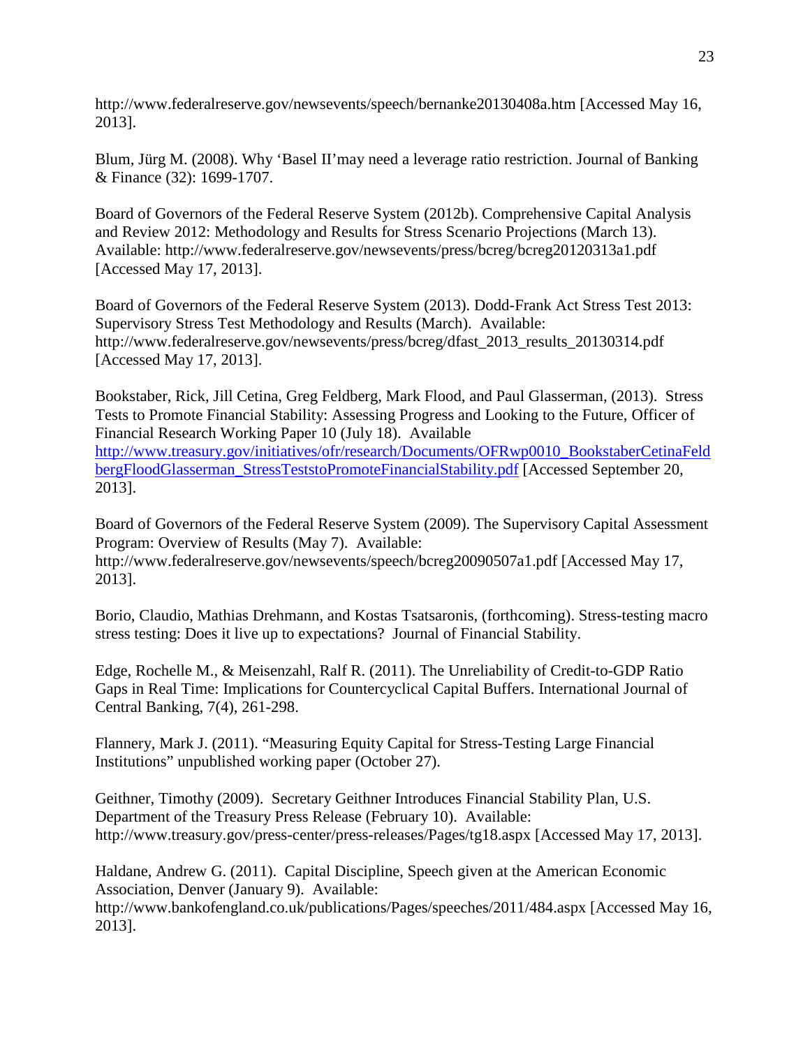http://www.federalreserve.gov/newsevents/speech/bernanke20130408a.htm [Accessed May 16, 2013].

Blum, Jürg M. (2008). Why 'Basel II'may need a leverage ratio restriction. Journal of Banking & Finance (32): 1699-1707.

Board of Governors of the Federal Reserve System (2012b). Comprehensive Capital Analysis and Review 2012: Methodology and Results for Stress Scenario Projections (March 13). Available: http://www.federalreserve.gov/newsevents/press/bcreg/bcreg20120313a1.pdf [Accessed May 17, 2013].

Board of Governors of the Federal Reserve System (2013). Dodd-Frank Act Stress Test 2013: Supervisory Stress Test Methodology and Results (March). Available: http://www.federalreserve.gov/newsevents/press/bcreg/dfast_2013_results_20130314.pdf [Accessed May 17, 2013].

Bookstaber, Rick, Jill Cetina, Greg Feldberg, Mark Flood, and Paul Glasserman, (2013). Stress Tests to Promote Financial Stability: Assessing Progress and Looking to the Future, Officer of Financial Research Working Paper 10 (July 18). Available http://www.treasury.gov/initiatives/ofr/research/Documents/OFRwp0010_BookstaberCetinaFeldbergFloodGlasserman_StressTeststoPromoteFinancialStability.pdf [Accessed September 20, 2013].

Board of Governors of the Federal Reserve System (2009). The Supervisory Capital Assessment Program: Overview of Results (May 7). Available: http://www.federalreserve.gov/newsevents/speech/bcreg20090507a1.pdf [Accessed May 17, 2013].

Borio, Claudio, Mathias Drehmann, and Kostas Tsatsaronis, (forthcoming). Stress-testing macro stress testing: Does it live up to expectations? Journal of Financial Stability.

Edge, Rochelle M., & Meisenzahl, Ralf R. (2011). The Unreliability of Credit-to-GDP Ratio Gaps in Real Time: Implications for Countercyclical Capital Buffers. International Journal of Central Banking, 7(4), 261-298.

Flannery, Mark J. (2011). "Measuring Equity Capital for Stress-Testing Large Financial Institutions" unpublished working paper (October 27).

Geithner, Timothy (2009). Secretary Geithner Introduces Financial Stability Plan, U.S. Department of the Treasury Press Release (February 10). Available: http://www.treasury.gov/press-center/press-releases/Pages/tg18.aspx [Accessed May 17, 2013].

Haldane, Andrew G. (2011). Capital Discipline, Speech given at the American Economic Association, Denver (January 9). Available: http://www.bankofengland.co.uk/publications/Pages/speeches/2011/484.aspx [Accessed May 16, 2013].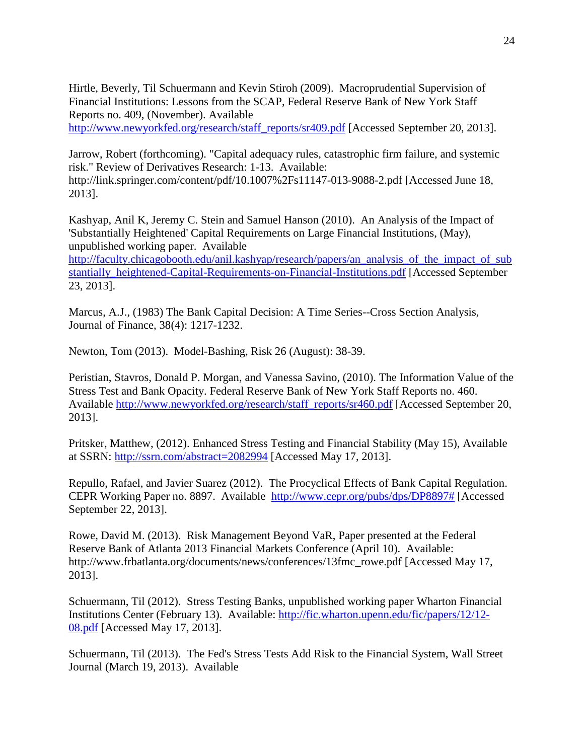Hirtle, Beverly, Til Schuermann and Kevin Stiroh (2009). Macroprudential Supervision of Financial Institutions: Lessons from the SCAP, Federal Reserve Bank of New York Staff Reports no. 409, (November). Available http://www.newyorkfed.org/research/staff_reports/sr409.pdf [Accessed September 20, 2013].

Jarrow, Robert (forthcoming). "Capital adequacy rules, catastrophic firm failure, and systemic risk." Review of Derivatives Research: 1-13. Available: http://link.springer.com/content/pdf/10.1007%2Fs11147-013-9088-2.pdf [Accessed June 18, 2013].

Kashyap, Anil K, Jeremy C. Stein and Samuel Hanson (2010). An Analysis of the Impact of 'Substantially Heightened' Capital Requirements on Large Financial Institutions, (May), unpublished working paper. Available http://faculty.chicagobooth.edu/anil.kashyap/research/papers/an_analysis_of_the_impact_of_substantially_heightened-Capital-Requirements-on-Financial-Institutions.pdf [Accessed September 23, 2013].

Marcus, A.J., (1983) The Bank Capital Decision: A Time Series--Cross Section Analysis, Journal of Finance, 38(4): 1217-1232.

Newton, Tom (2013). Model-Bashing, Risk 26 (August): 38-39.

Peristian, Stavros, Donald P. Morgan, and Vanessa Savino, (2010). The Information Value of the Stress Test and Bank Opacity. Federal Reserve Bank of New York Staff Reports no. 460. Available http://www.newyorkfed.org/research/staff_reports/sr460.pdf [Accessed September 20, 2013].

Pritsker, Matthew, (2012). Enhanced Stress Testing and Financial Stability (May 15), Available at SSRN: http://ssrn.com/abstract=2082994 [Accessed May 17, 2013].

Repullo, Rafael, and Javier Suarez (2012). The Procyclical Effects of Bank Capital Regulation. CEPR Working Paper no. 8897. Available http://www.cepr.org/pubs/dps/DP8897# [Accessed September 22, 2013].

Rowe, David M. (2013). Risk Management Beyond VaR, Paper presented at the Federal Reserve Bank of Atlanta 2013 Financial Markets Conference (April 10). Available: http://www.frbatlanta.org/documents/news/conferences/13fmc_rowe.pdf [Accessed May 17, 2013].

Schuermann, Til (2012). Stress Testing Banks, unpublished working paper Wharton Financial Institutions Center (February 13). Available: http://fic.wharton.upenn.edu/fic/papers/12/12-08.pdf [Accessed May 17, 2013].

Schuermann, Til (2013). The Fed's Stress Tests Add Risk to the Financial System, Wall Street Journal (March 19, 2013). Available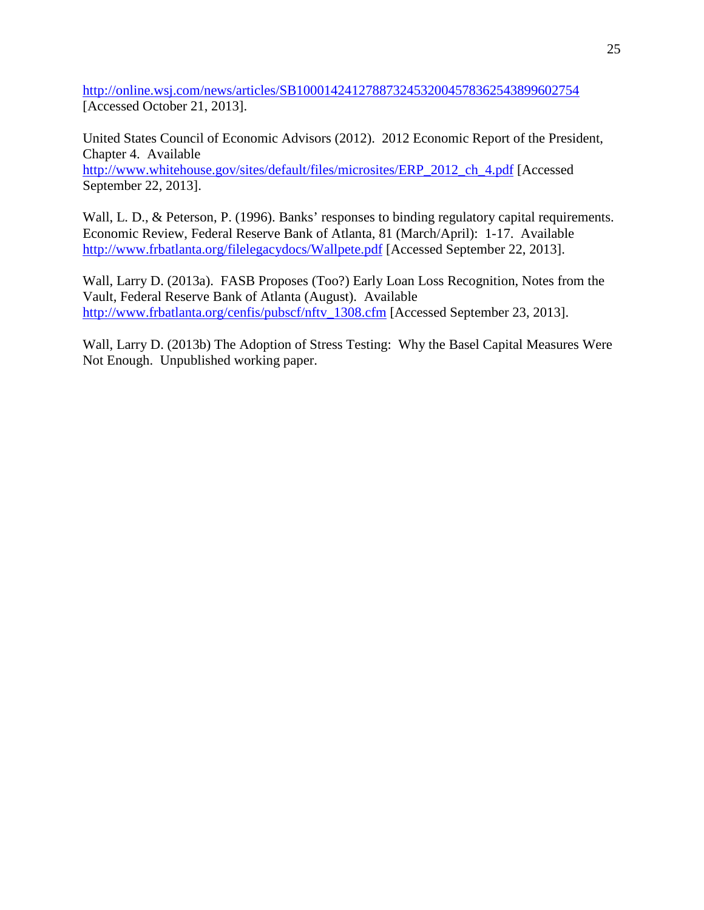http://online.wsj.com/news/articles/SB10001424127887324532004578362543899602754 [Accessed October 21, 2013].

United States Council of Economic Advisors (2012). 2012 Economic Report of the President, Chapter 4. Available http://www.whitehouse.gov/sites/default/files/microsites/ERP_2012_ch_4.pdf [Accessed September 22, 2013].

Wall, L. D., & Peterson, P. (1996). Banks' responses to binding regulatory capital requirements. Economic Review, Federal Reserve Bank of Atlanta, 81 (March/April): 1-17. Available http://www.frbatlanta.org/filelegacydocs/Wallpete.pdf [Accessed September 22, 2013].

Wall, Larry D. (2013a). FASB Proposes (Too?) Early Loan Loss Recognition, Notes from the Vault, Federal Reserve Bank of Atlanta (August). Available http://www.frbatlanta.org/cenfis/pubscf/nftv_1308.cfm [Accessed September 23, 2013].

Wall, Larry D. (2013b) The Adoption of Stress Testing: Why the Basel Capital Measures Were Not Enough. Unpublished working paper.